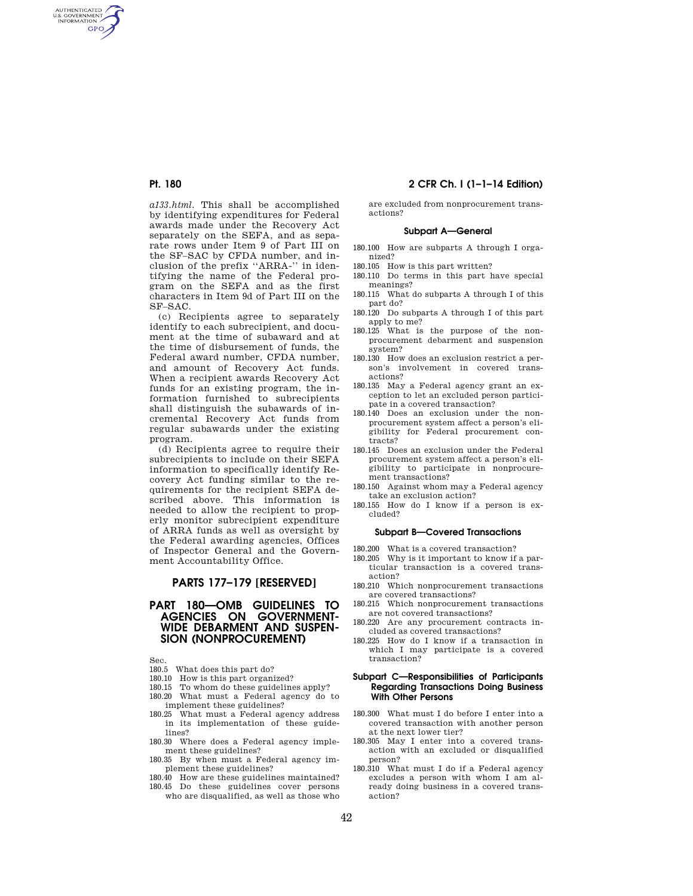*a133.html*. This shall be accomplished by identifying expenditures for Federal awards made under the Recovery Act separately on the SEFA, and as separate rows under Item 9 of Part III on the SF–SAC by CFDA number, and inclusion of the prefix ''ARRA-'' in identifying the name of the Federal program on the SEFA and as the first characters in Item 9d of Part III on the SF–SAC.

(c) Recipients agree to separately identify to each subrecipient, and document at the time of subaward and at the time of disbursement of funds, the Federal award number, CFDA number, and amount of Recovery Act funds. When a recipient awards Recovery Act funds for an existing program, the information furnished to subrecipients shall distinguish the subawards of incremental Recovery Act funds from regular subawards under the existing program.

(d) Recipients agree to require their subrecipients to include on their SEFA information to specifically identify Recovery Act funding similar to the requirements for the recipient SEFA described above. This information is needed to allow the recipient to properly monitor subrecipient expenditure of ARRA funds as well as oversight by the Federal awarding agencies, Offices of Inspector General and the Government Accountability Office.

## PARTS 177–179 [RESERVED]

## PART 180—OMB GUIDELINES TO AGENCIES ON GOVERNMENT-WIDE DEBARMENT AND SUSPENSION (NONPROCUREMENT)

Sec.

180.5 What does this part do?
180.10 How is this part organized?
180.15 To whom do these guidelines apply?
180.20 What must a Federal agency do to implement these guidelines?
180.25 What must a Federal agency address in its implementation of these guidelines?
180.30 Where does a Federal agency implement these guidelines?
180.35 By when must a Federal agency implement these guidelines?
180.40 How are these guidelines maintained?
180.45 Do these guidelines cover persons who are disqualified, as well as those who are excluded from nonprocurement transactions?

### Subpart A—General

180.100 How are subparts A through I organized?
180.105 How is this part written?
180.110 Do terms in this part have special meanings?
180.115 What do subparts A through I of this part do?
180.120 Do subparts A through I of this part apply to me?
180.125 What is the purpose of the nonprocurement debarment and suspension system?
180.130 How does an exclusion restrict a person's involvement in covered transactions?
180.135 May a Federal agency grant an exception to let an excluded person participate in a covered transaction?
180.140 Does an exclusion under the nonprocurement system affect a person's eligibility for Federal procurement contracts?
180.145 Does an exclusion under the Federal procurement system affect a person's eligibility to participate in nonprocurement transactions?
180.150 Against whom may a Federal agency take an exclusion action?
180.155 How do I know if a person is excluded?

### Subpart B—Covered Transactions

180.200 What is a covered transaction?
180.205 Why is it important to know if a particular transaction is a covered transaction?
180.210 Which nonprocurement transactions are covered transactions?
180.215 Which nonprocurement transactions are not covered transactions?
180.220 Are any procurement contracts included as covered transactions?
180.225 How do I know if a transaction in which I may participate is a covered transaction?

### Subpart C—Responsibilities of Participants Regarding Transactions Doing Business With Other Persons

180.300 What must I do before I enter into a covered transaction with another person at the next lower tier?
180.305 May I enter into a covered transaction with an excluded or disqualified person?
180.310 What must I do if a Federal agency excludes a person with whom I am already doing business in a covered transaction?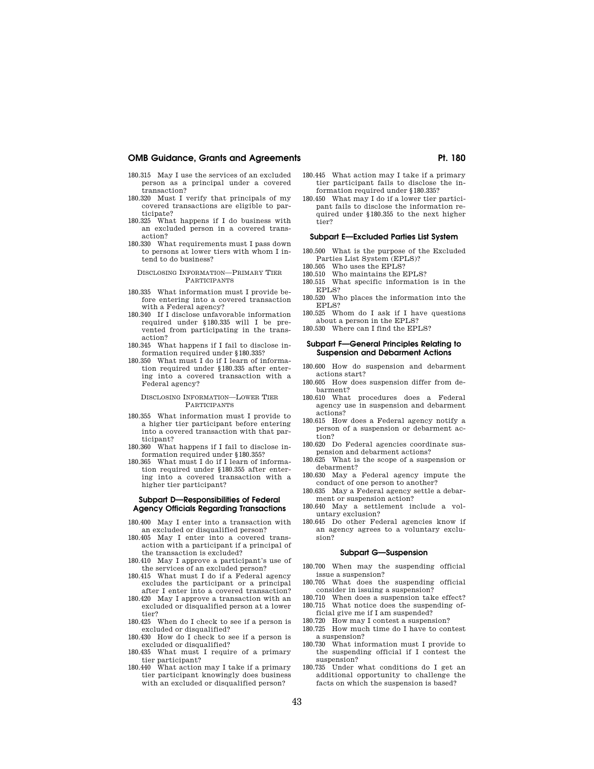180.315 May I use the services of an excluded person as a principal under a covered transaction?

180.320 Must I verify that principals of my covered transactions are eligible to participate?

180.325 What happens if I do business with an excluded person in a covered transaction?

180.330 What requirements must I pass down to persons at lower tiers with whom I intend to do business?

DISCLOSING INFORMATION—PRIMARY TIER PARTICIPANTS

180.335 What information must I provide before entering into a covered transaction with a Federal agency?

180.340 If I disclose unfavorable information required under §180.335 will I be prevented from participating in the transaction?

180.345 What happens if I fail to disclose information required under §180.335?

180.350 What must I do if I learn of information required under §180.335 after entering into a covered transaction with a Federal agency?

DISCLOSING INFORMATION—LOWER TIER PARTICIPANTS

180.355 What information must I provide to a higher tier participant before entering into a covered transaction with that participant?

180.360 What happens if I fail to disclose information required under §180.355?

180.365 What must I do if I learn of information required under §180.355 after entering into a covered transaction with a higher tier participant?

### Subpart D—Responsibilities of Federal Agency Officials Regarding Transactions

180.400 May I enter into a transaction with an excluded or disqualified person?

180.405 May I enter into a covered transaction with a participant if a principal of the transaction is excluded?

180.410 May I approve a participant's use of the services of an excluded person?

180.415 What must I do if a Federal agency excludes the participant or a principal after I enter into a covered transaction?

180.420 May I approve a transaction with an excluded or disqualified person at a lower tier?

180.425 When do I check to see if a person is excluded or disqualified?

180.430 How do I check to see if a person is excluded or disqualified?

180.435 What must I require of a primary tier participant?

180.440 What action may I take if a primary tier participant knowingly does business with an excluded or disqualified person?

180.445 What action may I take if a primary tier participant fails to disclose the information required under §180.335?

180.450 What may I do if a lower tier participant fails to disclose the information required under §180.355 to the next higher tier?

### Subpart E—Excluded Parties List System

180.500 What is the purpose of the Excluded Parties List System (EPLS)?

180.505 Who uses the EPLS?

180.510 Who maintains the EPLS?

180.515 What specific information is in the EPLS?

180.520 Who places the information into the EPLS?

180.525 Whom do I ask if I have questions about a person in the EPLS?

180.530 Where can I find the EPLS?

### Subpart F—General Principles Relating to Suspension and Debarment Actions

180.600 How do suspension and debarment actions start?

180.605 How does suspension differ from debarment?

180.610 What procedures does a Federal agency use in suspension and debarment actions?

180.615 How does a Federal agency notify a person of a suspension or debarment action?

180.620 Do Federal agencies coordinate suspension and debarment actions?

180.625 What is the scope of a suspension or debarment?

180.630 May a Federal agency impute the conduct of one person to another?

180.635 May a Federal agency settle a debarment or suspension action?

180.640 May a settlement include a voluntary exclusion?

180.645 Do other Federal agencies know if an agency agrees to a voluntary exclusion?

### Subpart G—Suspension

180.700 When may the suspending official issue a suspension?

180.705 What does the suspending official consider in issuing a suspension?

180.710 When does a suspension take effect?

180.715 What notice does the suspending official give me if I am suspended?

180.720 How may I contest a suspension?

180.725 How much time do I have to contest a suspension?

180.730 What information must I provide to the suspending official if I contest the suspension?

180.735 Under what conditions do I get an additional opportunity to challenge the facts on which the suspension is based?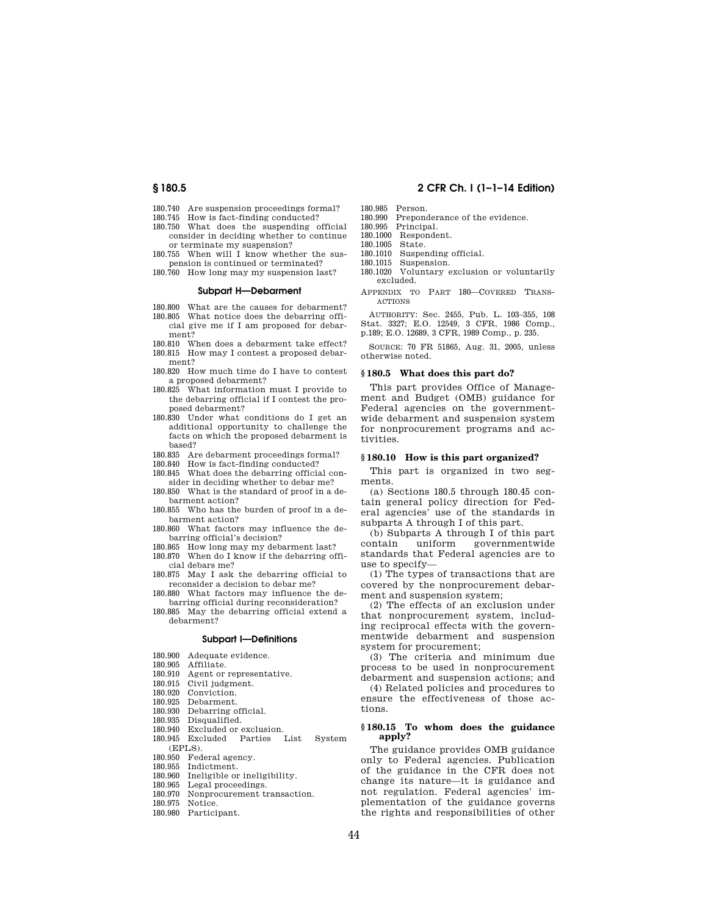180.740 Are suspension proceedings formal?
180.745 How is fact-finding conducted?
180.750 What does the suspending official consider in deciding whether to continue or terminate my suspension?
180.755 When will I know whether the suspension is continued or terminated?
180.760 How long may my suspension last?

#### Subpart H—Debarment

180.800 What are the causes for debarment?
180.805 What notice does the debarring official give me if I am proposed for debarment?
180.810 When does a debarment take effect?
180.815 How may I contest a proposed debarment?
180.820 How much time do I have to contest a proposed debarment?
180.825 What information must I provide to the debarring official if I contest the proposed debarment?
180.830 Under what conditions do I get an additional opportunity to challenge the facts on which the proposed debarment is based?
180.835 Are debarment proceedings formal?
180.840 How is fact-finding conducted?
180.845 What does the debarring official consider in deciding whether to debar me?
180.850 What is the standard of proof in a debarment action?
180.855 Who has the burden of proof in a debarment action?
180.860 What factors may influence the debarring official's decision?
180.865 How long may my debarment last?
180.870 When do I know if the debarring official debars me?
180.875 May I ask the debarring official to reconsider a decision to debar me?
180.880 What factors may influence the debarring official during reconsideration?
180.885 May the debarring official extend a debarment?

#### Subpart I—Definitions

180.900 Adequate evidence.
180.905 Affiliate.
180.910 Agent or representative.
180.915 Civil judgment.
180.920 Conviction.
180.925 Debarment.
180.930 Debarring official.
180.935 Disqualified.
180.940 Excluded or exclusion.
180.945 Excluded Parties List System (EPLS).
180.950 Federal agency.
180.955 Indictment.
180.960 Ineligible or ineligibility.
180.965 Legal proceedings.
180.970 Nonprocurement transaction.
180.975 Notice.
180.980 Participant.
180.985 Person.
180.990 Preponderance of the evidence.
180.995 Principal.
180.1000 Respondent.
180.1005 State.
180.1010 Suspending official.
180.1015 Suspension.
180.1020 Voluntary exclusion or voluntarily excluded.

APPENDIX TO PART 180—COVERED TRANSACTIONS

AUTHORITY: Sec. 2455, Pub. L. 103–355, 108 Stat. 3327; E.O. 12549, 3 CFR, 1986 Comp., p.189; E.O. 12689, 3 CFR, 1989 Comp., p. 235.

SOURCE: 70 FR 51865, Aug. 31, 2005, unless otherwise noted.

### § 180.5 What does this part do?

This part provides Office of Management and Budget (OMB) guidance for Federal agencies on the governmentwide debarment and suspension system for nonprocurement programs and activities.

### § 180.10 How is this part organized?

This part is organized in two segments.

(a) Sections 180.5 through 180.45 contain general policy direction for Federal agencies' use of the standards in subparts A through I of this part.

(b) Subparts A through I of this part contain uniform governmentwide standards that Federal agencies are to use to specify—

(1) The types of transactions that are covered by the nonprocurement debarment and suspension system;

(2) The effects of an exclusion under that nonprocurement system, including reciprocal effects with the governmentwide debarment and suspension system for procurement;

(3) The criteria and minimum due process to be used in nonprocurement debarment and suspension actions; and

(4) Related policies and procedures to ensure the effectiveness of those actions.

### § 180.15 To whom does the guidance apply?

The guidance provides OMB guidance only to Federal agencies. Publication of the guidance in the CFR does not change its nature—it is guidance and not regulation. Federal agencies' implementation of the guidance governs the rights and responsibilities of other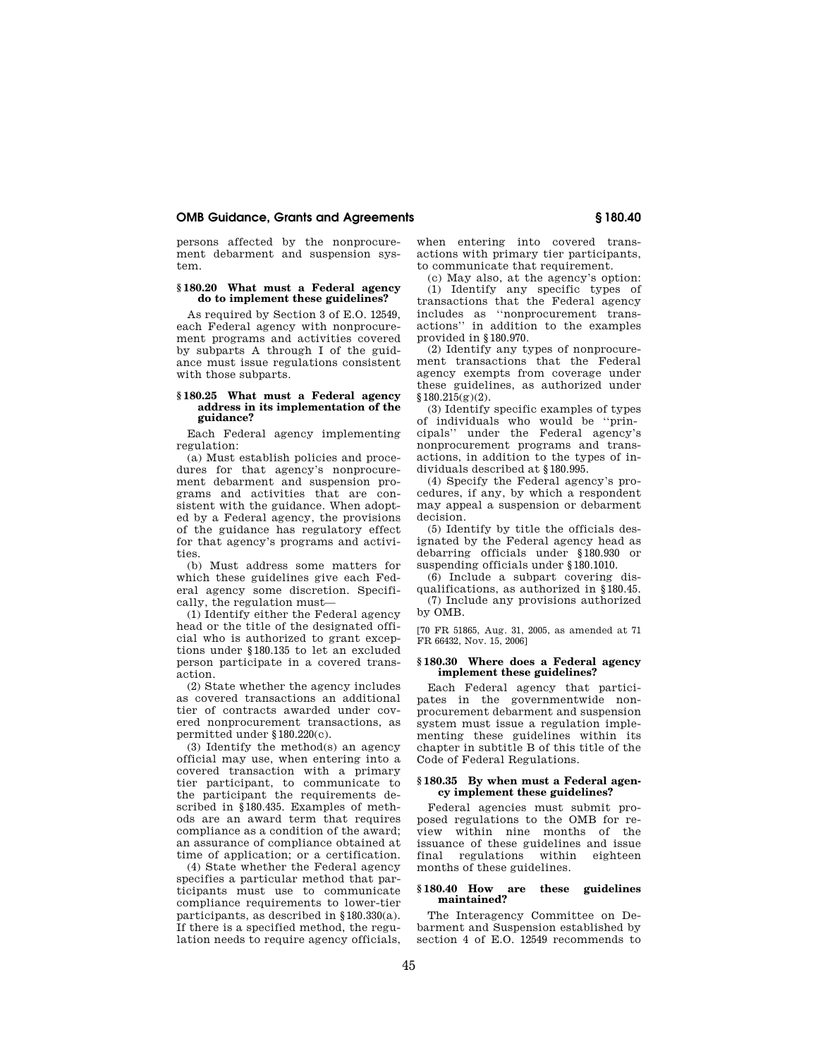persons affected by the nonprocurement debarment and suspension system.

### § 180.20 What must a Federal agency do to implement these guidelines?

As required by Section 3 of E.O. 12549, each Federal agency with nonprocurement programs and activities covered by subparts A through I of the guidance must issue regulations consistent with those subparts.

### § 180.25 What must a Federal agency address in its implementation of the guidance?

Each Federal agency implementing regulation:

(a) Must establish policies and procedures for that agency's nonprocurement debarment and suspension programs and activities that are consistent with the guidance. When adopted by a Federal agency, the provisions of the guidance has regulatory effect for that agency's programs and activities.

(b) Must address some matters for which these guidelines give each Federal agency some discretion. Specifically, the regulation must—

(1) Identify either the Federal agency head or the title of the designated official who is authorized to grant exceptions under §180.135 to let an excluded person participate in a covered transaction.

(2) State whether the agency includes as covered transactions an additional tier of contracts awarded under covered nonprocurement transactions, as permitted under §180.220(c).

(3) Identify the method(s) an agency official may use, when entering into a covered transaction with a primary tier participant, to communicate to the participant the requirements described in §180.435. Examples of methods are an award term that requires compliance as a condition of the award; an assurance of compliance obtained at time of application; or a certification.

(4) State whether the Federal agency specifies a particular method that participants must use to communicate compliance requirements to lower-tier participants, as described in §180.330(a). If there is a specified method, the regulation needs to require agency officials, when entering into covered transactions with primary tier participants, to communicate that requirement.

(c) May also, at the agency's option:

(1) Identify any specific types of transactions that the Federal agency includes as ''nonprocurement transactions'' in addition to the examples provided in §180.970.

(2) Identify any types of nonprocurement transactions that the Federal agency exempts from coverage under these guidelines, as authorized under §180.215(g)(2).

(3) Identify specific examples of types of individuals who would be ''principals'' under the Federal agency's nonprocurement programs and transactions, in addition to the types of individuals described at §180.995.

(4) Specify the Federal agency's procedures, if any, by which a respondent may appeal a suspension or debarment decision.

(5) Identify by title the officials designated by the Federal agency head as debarring officials under §180.930 or suspending officials under §180.1010.

(6) Include a subpart covering disqualifications, as authorized in §180.45.

(7) Include any provisions authorized by OMB.

[70 FR 51865, Aug. 31, 2005, as amended at 71 FR 66432, Nov. 15, 2006]

### § 180.30 Where does a Federal agency implement these guidelines?

Each Federal agency that participates in the governmentwide nonprocurement debarment and suspension system must issue a regulation implementing these guidelines within its chapter in subtitle B of this title of the Code of Federal Regulations.

### § 180.35 By when must a Federal agency implement these guidelines?

Federal agencies must submit proposed regulations to the OMB for review within nine months of the issuance of these guidelines and issue final regulations within eighteen months of these guidelines.

### § 180.40 How are these guidelines maintained?

The Interagency Committee on Debarment and Suspension established by section 4 of E.O. 12549 recommends to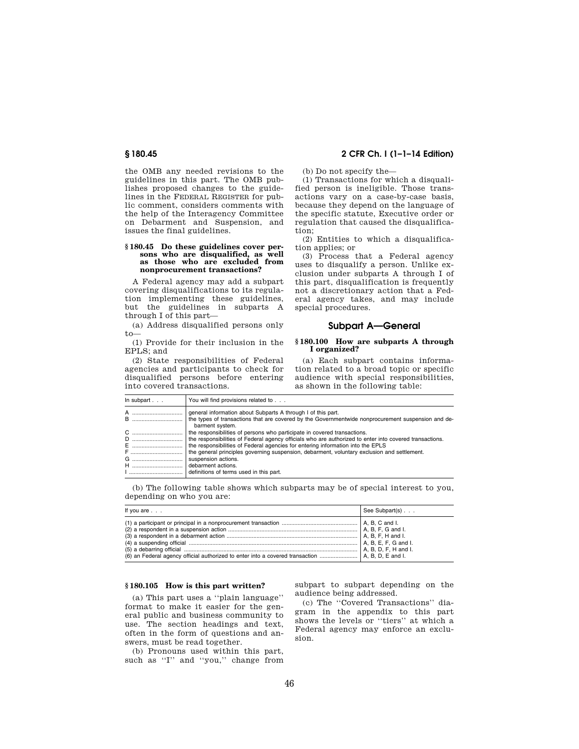the OMB any needed revisions to the guidelines in this part. The OMB publishes proposed changes to the guidelines in the FEDERAL REGISTER for public comment, considers comments with the help of the Interagency Committee on Debarment and Suspension, and issues the final guidelines.

### § 180.45 Do these guidelines cover persons who are disqualified, as well as those who are excluded from nonprocurement transactions?

A Federal agency may add a subpart covering disqualifications to its regulation implementing these guidelines, but the guidelines in subparts A through I of this part—

(a) Address disqualified persons only to—

(1) Provide for their inclusion in the EPLS; and

(2) State responsibilities of Federal agencies and participants to check for disqualified persons before entering into covered transactions.

(b) Do not specify the—

(1) Transactions for which a disqualified person is ineligible. Those transactions vary on a case-by-case basis, because they depend on the language of the specific statute, Executive order or regulation that caused the disqualification;

(2) Entities to which a disqualification applies; or

(3) Process that a Federal agency uses to disqualify a person. Unlike exclusion under subparts A through I of this part, disqualification is frequently not a discretionary action that a Federal agency takes, and may include special procedures.

## Subpart A—General

### § 180.100 How are subparts A through I organized?

(a) Each subpart contains information related to a broad topic or specific audience with special responsibilities, as shown in the following table:

| In subpart . . . | You will find provisions related to . . . |
|---|---|
| A | general information about Subparts A through I of this part. |
| B | the types of transactions that are covered by the Governmentwide nonprocurement suspension and debarment system. |
| C | the responsibilities of persons who participate in covered transactions. |
| D | the responsibilities of Federal agency officials who are authorized to enter into covered transactions. |
| E | the responsibilities of Federal agencies for entering information into the EPLS |
| F | the general principles governing suspension, debarment, voluntary exclusion and settlement. |
| G | suspension actions. |
| H | debarment actions. |
| I | definitions of terms used in this part. |

(b) The following table shows which subparts may be of special interest to you, depending on who you are:

| If you are . . . | See Subpart(s) . . . |
|---|---|
| (1) a participant or principal in a nonprocurement transaction | A, B, C and I. |
| (2) a respondent in a suspension action | A, B, F, G and I. |
| (3) a respondent in a debarment action | A, B, F, H and I. |
| (4) a suspending official | A, B, E, F, G and I. |
| (5) a debarring official | A, B, D, F, H and I. |
| (6) an Federal agency official authorized to enter into a covered transaction | A, B, D, E and I. |

### § 180.105 How is this part written?

(a) This part uses a "plain language" format to make it easier for the general public and business community to use. The section headings and text, often in the form of questions and answers, must be read together.

(b) Pronouns used within this part, such as "I" and "you," change from subpart to subpart depending on the audience being addressed.

(c) The "Covered Transactions" diagram in the appendix to this part shows the levels or "tiers" at which a Federal agency may enforce an exclusion.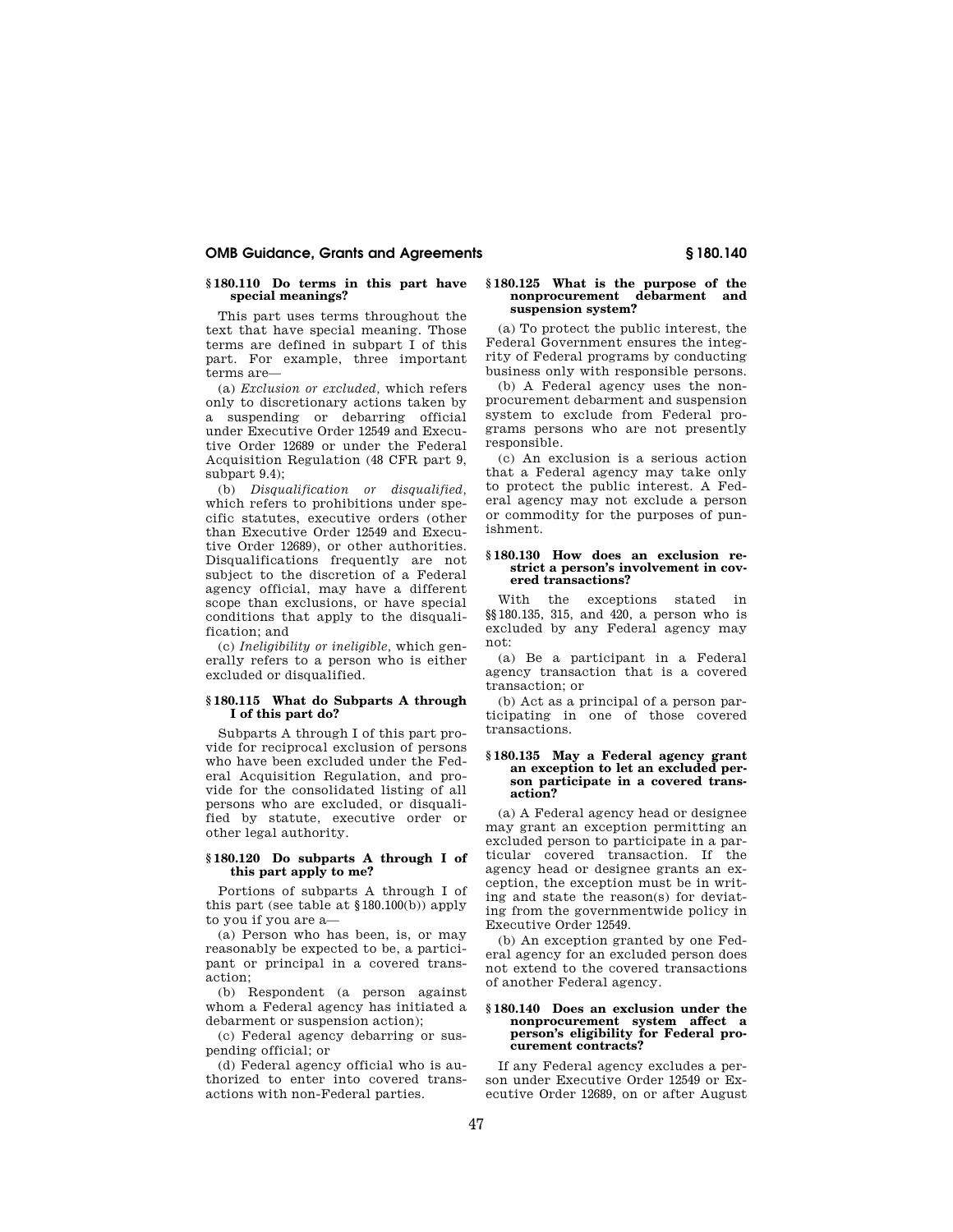### § 180.110 Do terms in this part have special meanings?

This part uses terms throughout the text that have special meaning. Those terms are defined in subpart I of this part. For example, three important terms are—

(a) *Exclusion or excluded,* which refers only to discretionary actions taken by a suspending or debarring official under Executive Order 12549 and Executive Order 12689 or under the Federal Acquisition Regulation (48 CFR part 9, subpart 9.4);

(b) *Disqualification or disqualified,* which refers to prohibitions under specific statutes, executive orders (other than Executive Order 12549 and Executive Order 12689), or other authorities. Disqualifications frequently are not subject to the discretion of a Federal agency official, may have a different scope than exclusions, or have special conditions that apply to the disqualification; and

(c) *Ineligibility or ineligible,* which generally refers to a person who is either excluded or disqualified.

### § 180.115 What do Subparts A through I of this part do?

Subparts A through I of this part provide for reciprocal exclusion of persons who have been excluded under the Federal Acquisition Regulation, and provide for the consolidated listing of all persons who are excluded, or disqualified by statute, executive order or other legal authority.

### § 180.120 Do subparts A through I of this part apply to me?

Portions of subparts A through I of this part (see table at § 180.100(b)) apply to you if you are a—

(a) Person who has been, is, or may reasonably be expected to be, a participant or principal in a covered transaction;

(b) Respondent (a person against whom a Federal agency has initiated a debarment or suspension action);

(c) Federal agency debarring or suspending official; or

(d) Federal agency official who is authorized to enter into covered transactions with non-Federal parties.

### § 180.125 What is the purpose of the nonprocurement debarment and suspension system?

(a) To protect the public interest, the Federal Government ensures the integrity of Federal programs by conducting business only with responsible persons.

(b) A Federal agency uses the nonprocurement debarment and suspension system to exclude from Federal programs persons who are not presently responsible.

(c) An exclusion is a serious action that a Federal agency may take only to protect the public interest. A Federal agency may not exclude a person or commodity for the purposes of punishment.

### § 180.130 How does an exclusion restrict a person's involvement in covered transactions?

With the exceptions stated in §§ 180.135, 315, and 420, a person who is excluded by any Federal agency may not:

(a) Be a participant in a Federal agency transaction that is a covered transaction; or

(b) Act as a principal of a person participating in one of those covered transactions.

### § 180.135 May a Federal agency grant an exception to let an excluded person participate in a covered transaction?

(a) A Federal agency head or designee may grant an exception permitting an excluded person to participate in a particular covered transaction. If the agency head or designee grants an exception, the exception must be in writing and state the reason(s) for deviating from the governmentwide policy in Executive Order 12549.

(b) An exception granted by one Federal agency for an excluded person does not extend to the covered transactions of another Federal agency.

### § 180.140 Does an exclusion under the nonprocurement system affect a person's eligibility for Federal procurement contracts?

If any Federal agency excludes a person under Executive Order 12549 or Executive Order 12689, on or after August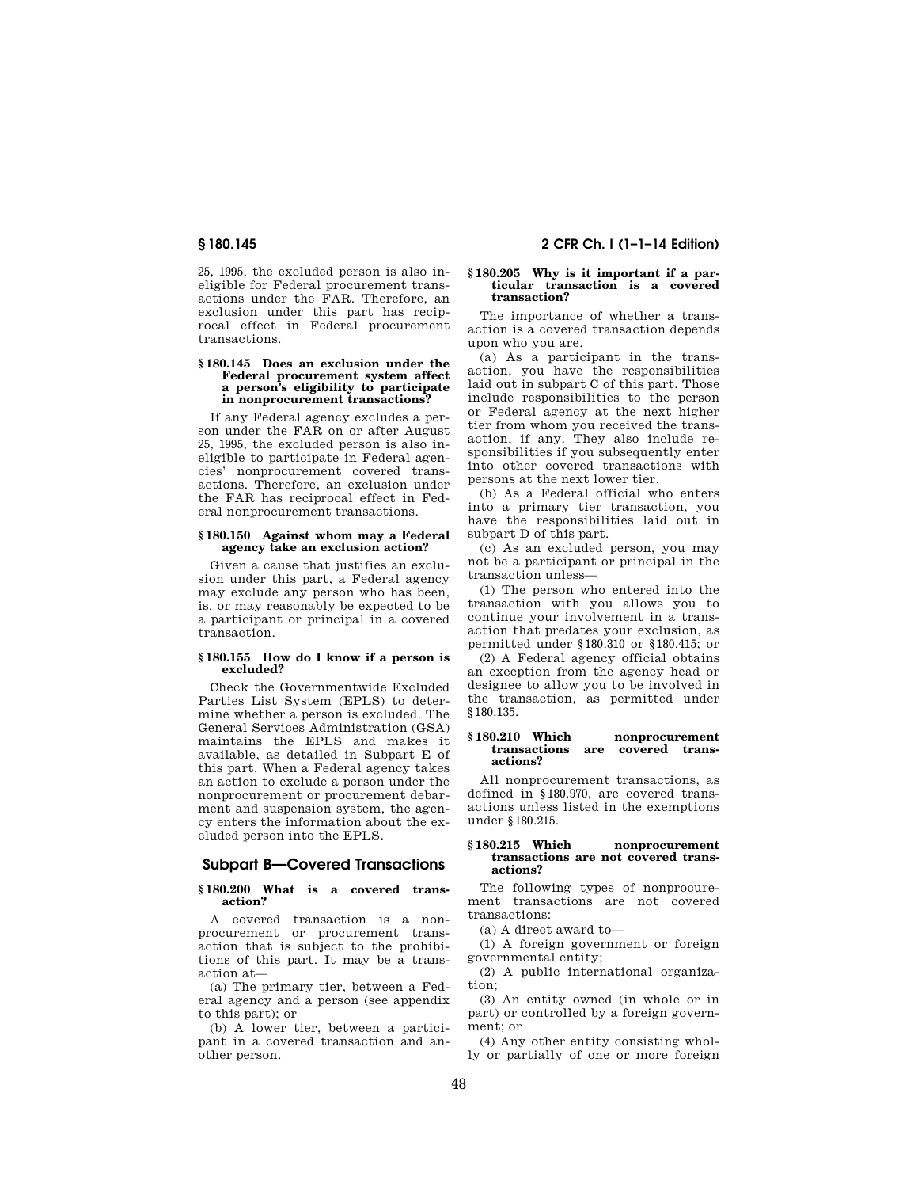25, 1995, the excluded person is also ineligible for Federal procurement transactions under the FAR. Therefore, an exclusion under this part has reciprocal effect in Federal procurement transactions.

**§ 180.145 Does an exclusion under the Federal procurement system affect a person's eligibility to participate in nonprocurement transactions?**

If any Federal agency excludes a person under the FAR on or after August 25, 1995, the excluded person is also ineligible to participate in Federal agencies' nonprocurement covered transactions. Therefore, an exclusion under the FAR has reciprocal effect in Federal nonprocurement transactions.

**§ 180.150 Against whom may a Federal agency take an exclusion action?**

Given a cause that justifies an exclusion under this part, a Federal agency may exclude any person who has been, is, or may reasonably be expected to be a participant or principal in a covered transaction.

**§ 180.155 How do I know if a person is excluded?**

Check the Governmentwide Excluded Parties List System (EPLS) to determine whether a person is excluded. The General Services Administration (GSA) maintains the EPLS and makes it available, as detailed in Subpart E of this part. When a Federal agency takes an action to exclude a person under the nonprocurement or procurement debarment and suspension system, the agency enters the information about the excluded person into the EPLS.

## Subpart B—Covered Transactions

**§ 180.200 What is a covered transaction?**

A covered transaction is a nonprocurement or procurement transaction that is subject to the prohibitions of this part. It may be a transaction at—

(a) The primary tier, between a Federal agency and a person (see appendix to this part); or

(b) A lower tier, between a participant in a covered transaction and another person.

**§ 180.205 Why is it important if a particular transaction is a covered transaction?**

The importance of whether a transaction is a covered transaction depends upon who you are.

(a) As a participant in the transaction, you have the responsibilities laid out in subpart C of this part. Those include responsibilities to the person or Federal agency at the next higher tier from whom you received the transaction, if any. They also include responsibilities if you subsequently enter into other covered transactions with persons at the next lower tier.

(b) As a Federal official who enters into a primary tier transaction, you have the responsibilities laid out in subpart D of this part.

(c) As an excluded person, you may not be a participant or principal in the transaction unless—

(1) The person who entered into the transaction with you allows you to continue your involvement in a transaction that predates your exclusion, as permitted under §180.310 or §180.415; or

(2) A Federal agency official obtains an exception from the agency head or designee to allow you to be involved in the transaction, as permitted under §180.135.

**§ 180.210 Which nonprocurement transactions are covered transactions?**

All nonprocurement transactions, as defined in §180.970, are covered transactions unless listed in the exemptions under §180.215.

**§ 180.215 Which nonprocurement transactions are not covered transactions?**

The following types of nonprocurement transactions are not covered transactions:

(a) A direct award to—

(1) A foreign government or foreign governmental entity;

(2) A public international organization;

(3) An entity owned (in whole or in part) or controlled by a foreign government; or

(4) Any other entity consisting wholly or partially of one or more foreign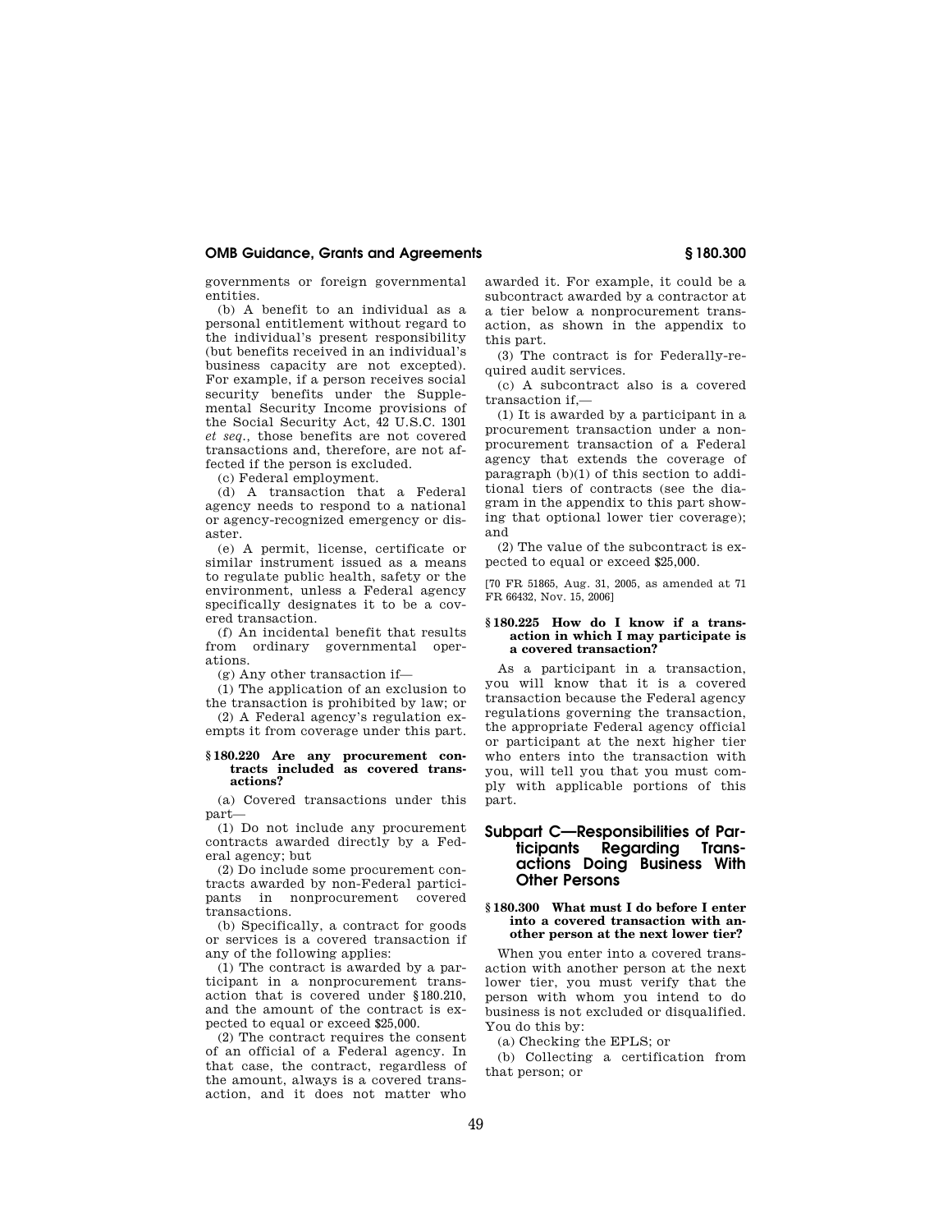governments or foreign governmental entities.

(b) A benefit to an individual as a personal entitlement without regard to the individual's present responsibility (but benefits received in an individual's business capacity are not excepted). For example, if a person receives social security benefits under the Supplemental Security Income provisions of the Social Security Act, 42 U.S.C. 1301 *et seq.*, those benefits are not covered transactions and, therefore, are not affected if the person is excluded.

(c) Federal employment.

(d) A transaction that a Federal agency needs to respond to a national or agency-recognized emergency or disaster.

(e) A permit, license, certificate or similar instrument issued as a means to regulate public health, safety or the environment, unless a Federal agency specifically designates it to be a covered transaction.

(f) An incidental benefit that results from ordinary governmental operations.

(g) Any other transaction if—

(1) The application of an exclusion to the transaction is prohibited by law; or

(2) A Federal agency's regulation exempts it from coverage under this part.

#### § 180.220 Are any procurement contracts included as covered transactions?

(a) Covered transactions under this part—

(1) Do not include any procurement contracts awarded directly by a Federal agency; but

(2) Do include some procurement contracts awarded by non-Federal participants in nonprocurement covered transactions.

(b) Specifically, a contract for goods or services is a covered transaction if any of the following applies:

(1) The contract is awarded by a participant in a nonprocurement transaction that is covered under §180.210, and the amount of the contract is expected to equal or exceed $25,000.

(2) The contract requires the consent of an official of a Federal agency. In that case, the contract, regardless of the amount, always is a covered transaction, and it does not matter who awarded it. For example, it could be a subcontract awarded by a contractor at a tier below a nonprocurement transaction, as shown in the appendix to this part.

(3) The contract is for Federally-required audit services.

(c) A subcontract also is a covered transaction if,—

(1) It is awarded by a participant in a procurement transaction under a nonprocurement transaction of a Federal agency that extends the coverage of paragraph (b)(1) of this section to additional tiers of contracts (see the diagram in the appendix to this part showing that optional lower tier coverage); and

(2) The value of the subcontract is expected to equal or exceed $25,000.

[70 FR 51865, Aug. 31, 2005, as amended at 71 FR 66432, Nov. 15, 2006]

#### § 180.225 How do I know if a transaction in which I may participate is a covered transaction?

As a participant in a transaction, you will know that it is a covered transaction because the Federal agency regulations governing the transaction, the appropriate Federal agency official or participant at the next higher tier who enters into the transaction with you, will tell you that you must comply with applicable portions of this part.

## Subpart C—Responsibilities of Participants Regarding Transactions Doing Business With Other Persons

#### § 180.300 What must I do before I enter into a covered transaction with another person at the next lower tier?

When you enter into a covered transaction with another person at the next lower tier, you must verify that the person with whom you intend to do business is not excluded or disqualified. You do this by:

(a) Checking the EPLS; or

(b) Collecting a certification from that person; or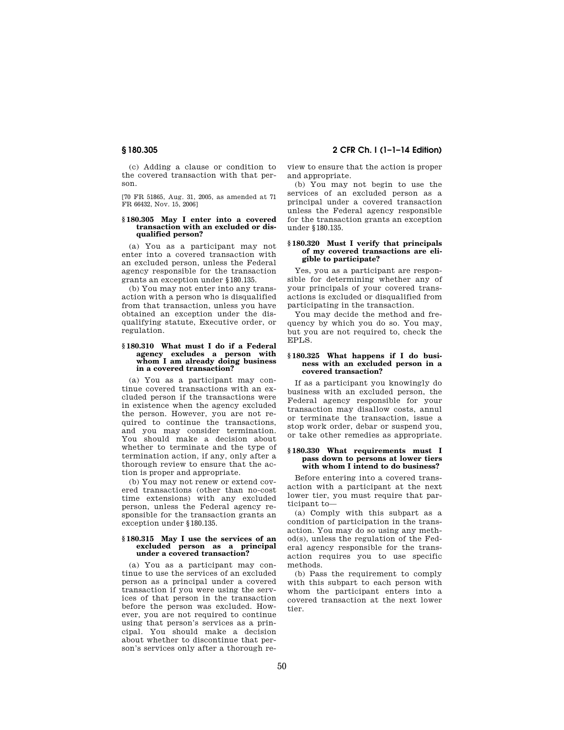(c) Adding a clause or condition to the covered transaction with that person.

[70 FR 51865, Aug. 31, 2005, as amended at 71 FR 66432, Nov. 15, 2006]

### § 180.305 May I enter into a covered transaction with an excluded or disqualified person?

(a) You as a participant may not enter into a covered transaction with an excluded person, unless the Federal agency responsible for the transaction grants an exception under § 180.135.

(b) You may not enter into any transaction with a person who is disqualified from that transaction, unless you have obtained an exception under the disqualifying statute, Executive order, or regulation.

### § 180.310 What must I do if a Federal agency excludes a person with whom I am already doing business in a covered transaction?

(a) You as a participant may continue covered transactions with an excluded person if the transactions were in existence when the agency excluded the person. However, you are not required to continue the transactions, and you may consider termination. You should make a decision about whether to terminate and the type of termination action, if any, only after a thorough review to ensure that the action is proper and appropriate.

(b) You may not renew or extend covered transactions (other than no-cost time extensions) with any excluded person, unless the Federal agency responsible for the transaction grants an exception under § 180.135.

### § 180.315 May I use the services of an excluded person as a principal under a covered transaction?

(a) You as a participant may continue to use the services of an excluded person as a principal under a covered transaction if you were using the services of that person in the transaction before the person was excluded. However, you are not required to continue using that person's services as a principal. You should make a decision about whether to discontinue that person's services only after a thorough review to ensure that the action is proper and appropriate.

(b) You may not begin to use the services of an excluded person as a principal under a covered transaction unless the Federal agency responsible for the transaction grants an exception under § 180.135.

### § 180.320 Must I verify that principals of my covered transactions are eligible to participate?

Yes, you as a participant are responsible for determining whether any of your principals of your covered transactions is excluded or disqualified from participating in the transaction.

You may decide the method and frequency by which you do so. You may, but you are not required to, check the EPLS.

### § 180.325 What happens if I do business with an excluded person in a covered transaction?

If as a participant you knowingly do business with an excluded person, the Federal agency responsible for your transaction may disallow costs, annul or terminate the transaction, issue a stop work order, debar or suspend you, or take other remedies as appropriate.

### § 180.330 What requirements must I pass down to persons at lower tiers with whom I intend to do business?

Before entering into a covered transaction with a participant at the next lower tier, you must require that participant to—

(a) Comply with this subpart as a condition of participation in the transaction. You may do so using any method(s), unless the regulation of the Federal agency responsible for the transaction requires you to use specific methods.

(b) Pass the requirement to comply with this subpart to each person with whom the participant enters into a covered transaction at the next lower tier.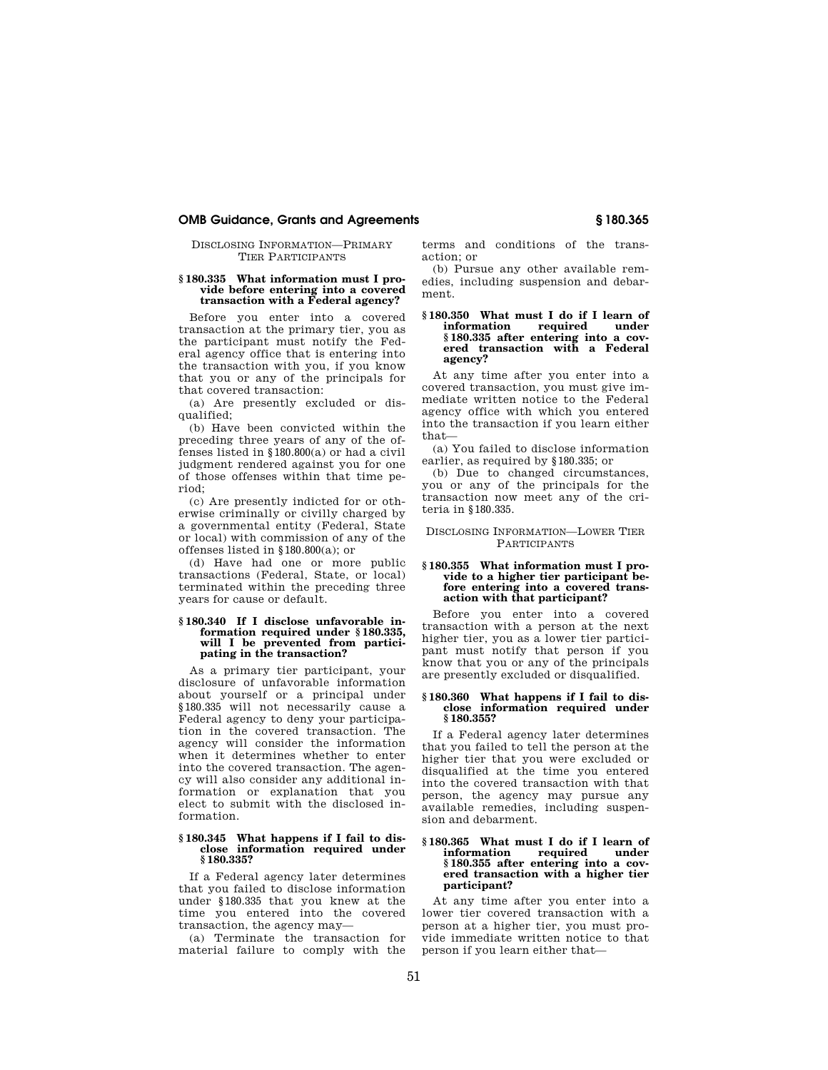### DISCLOSING INFORMATION—PRIMARY TIER PARTICIPANTS

#### § 180.335 What information must I provide before entering into a covered transaction with a Federal agency?

Before you enter into a covered transaction at the primary tier, you as the participant must notify the Federal agency office that is entering into the transaction with you, if you know that you or any of the principals for that covered transaction:

(a) Are presently excluded or disqualified;

(b) Have been convicted within the preceding three years of any of the offenses listed in § 180.800(a) or had a civil judgment rendered against you for one of those offenses within that time period;

(c) Are presently indicted for or otherwise criminally or civilly charged by a governmental entity (Federal, State or local) with commission of any of the offenses listed in § 180.800(a); or

(d) Have had one or more public transactions (Federal, State, or local) terminated within the preceding three years for cause or default.

#### § 180.340 If I disclose unfavorable information required under § 180.335, will I be prevented from participating in the transaction?

As a primary tier participant, your disclosure of unfavorable information about yourself or a principal under § 180.335 will not necessarily cause a Federal agency to deny your participation in the covered transaction. The agency will consider the information when it determines whether to enter into the covered transaction. The agency will also consider any additional information or explanation that you elect to submit with the disclosed information.

#### § 180.345 What happens if I fail to disclose information required under § 180.335?

If a Federal agency later determines that you failed to disclose information under § 180.335 that you knew at the time you entered into the covered transaction, the agency may—

(a) Terminate the transaction for material failure to comply with the terms and conditions of the transaction; or

(b) Pursue any other available remedies, including suspension and debarment.

#### § 180.350 What must I do if I learn of information required under § 180.335 after entering into a covered transaction with a Federal agency?

At any time after you enter into a covered transaction, you must give immediate written notice to the Federal agency office with which you entered into the transaction if you learn either that—

(a) You failed to disclose information earlier, as required by § 180.335; or

(b) Due to changed circumstances, you or any of the principals for the transaction now meet any of the criteria in § 180.335.

### DISCLOSING INFORMATION—LOWER TIER PARTICIPANTS

#### § 180.355 What information must I provide to a higher tier participant before entering into a covered transaction with that participant?

Before you enter into a covered transaction with a person at the next higher tier, you as a lower tier participant must notify that person if you know that you or any of the principals are presently excluded or disqualified.

#### § 180.360 What happens if I fail to disclose information required under § 180.355?

If a Federal agency later determines that you failed to tell the person at the higher tier that you were excluded or disqualified at the time you entered into the covered transaction with that person, the agency may pursue any available remedies, including suspension and debarment.

#### § 180.365 What must I do if I learn of information required under § 180.355 after entering into a covered transaction with a higher tier participant?

At any time after you enter into a lower tier covered transaction with a person at a higher tier, you must provide immediate written notice to that person if you learn either that—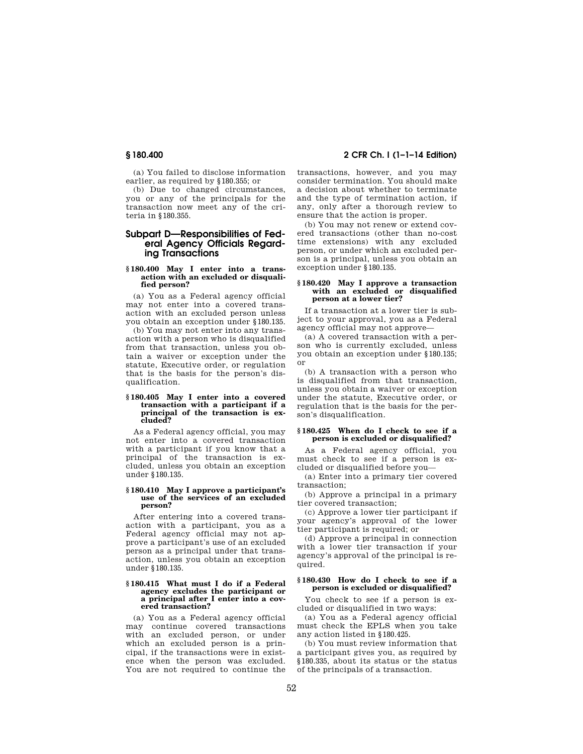(a) You failed to disclose information earlier, as required by §180.355; or

(b) Due to changed circumstances, you or any of the principals for the transaction now meet any of the criteria in §180.355.

## Subpart D—Responsibilities of Federal Agency Officials Regarding Transactions

#### §180.400 May I enter into a transaction with an excluded or disqualified person?

(a) You as a Federal agency official may not enter into a covered transaction with an excluded person unless you obtain an exception under §180.135.

(b) You may not enter into any transaction with a person who is disqualified from that transaction, unless you obtain a waiver or exception under the statute, Executive order, or regulation that is the basis for the person's disqualification.

#### §180.405 May I enter into a covered transaction with a participant if a principal of the transaction is excluded?

As a Federal agency official, you may not enter into a covered transaction with a participant if you know that a principal of the transaction is excluded, unless you obtain an exception under §180.135.

#### §180.410 May I approve a participant's use of the services of an excluded person?

After entering into a covered transaction with a participant, you as a Federal agency official may not approve a participant's use of an excluded person as a principal under that transaction, unless you obtain an exception under §180.135.

#### §180.415 What must I do if a Federal agency excludes the participant or a principal after I enter into a covered transaction?

(a) You as a Federal agency official may continue covered transactions with an excluded person, or under which an excluded person is a principal, if the transactions were in existence when the person was excluded. You are not required to continue the transactions, however, and you may consider termination. You should make a decision about whether to terminate and the type of termination action, if any, only after a thorough review to ensure that the action is proper.

(b) You may not renew or extend covered transactions (other than no-cost time extensions) with any excluded person, or under which an excluded person is a principal, unless you obtain an exception under §180.135.

#### §180.420 May I approve a transaction with an excluded or disqualified person at a lower tier?

If a transaction at a lower tier is subject to your approval, you as a Federal agency official may not approve—

(a) A covered transaction with a person who is currently excluded, unless you obtain an exception under §180.135; or

(b) A transaction with a person who is disqualified from that transaction, unless you obtain a waiver or exception under the statute, Executive order, or regulation that is the basis for the person's disqualification.

#### §180.425 When do I check to see if a person is excluded or disqualified?

As a Federal agency official, you must check to see if a person is excluded or disqualified before you—

(a) Enter into a primary tier covered transaction;

(b) Approve a principal in a primary tier covered transaction;

(c) Approve a lower tier participant if your agency's approval of the lower tier participant is required; or

(d) Approve a principal in connection with a lower tier transaction if your agency's approval of the principal is required.

#### §180.430 How do I check to see if a person is excluded or disqualified?

You check to see if a person is excluded or disqualified in two ways:

(a) You as a Federal agency official must check the EPLS when you take any action listed in §180.425.

(b) You must review information that a participant gives you, as required by §180.335, about its status or the status of the principals of a transaction.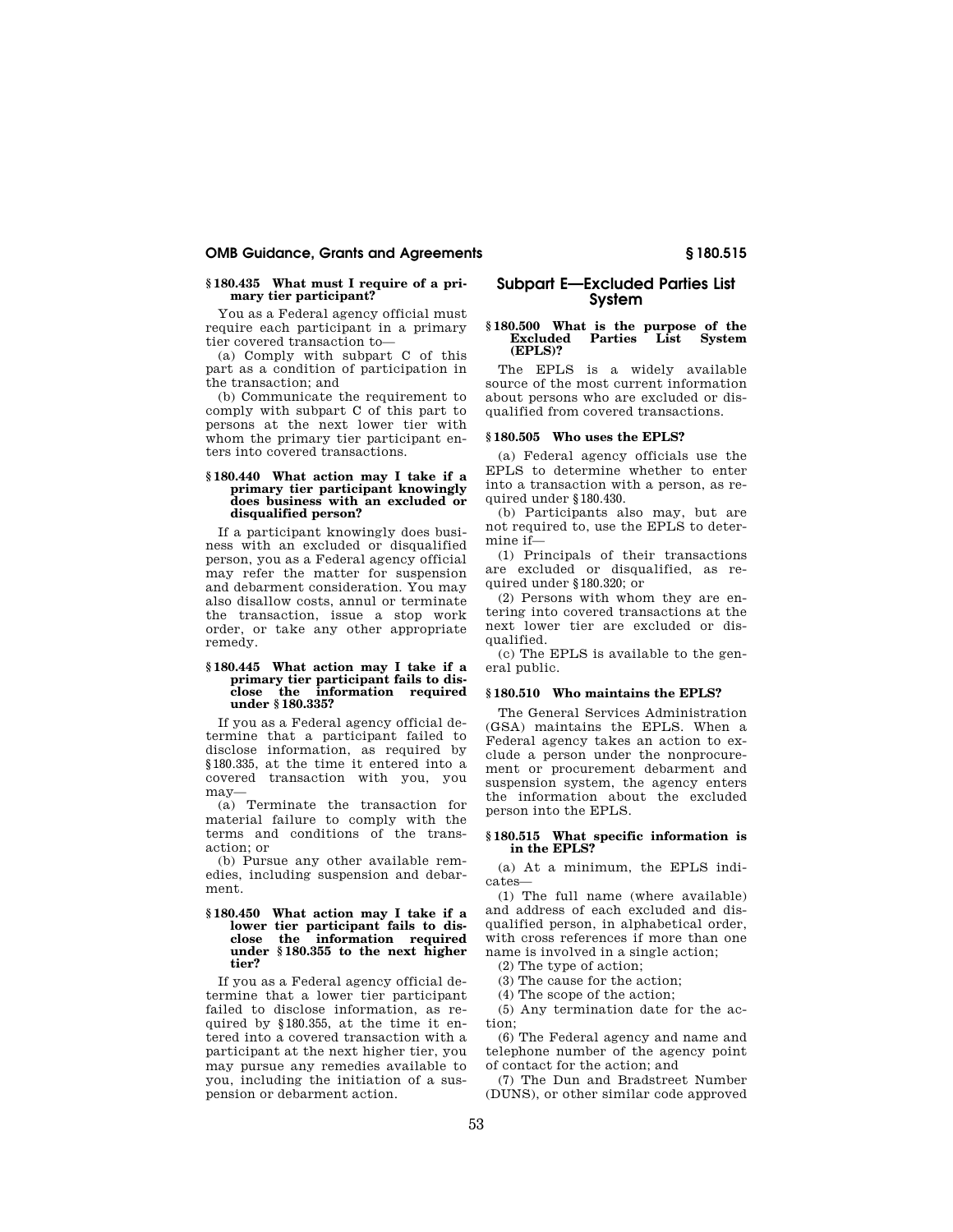### § 180.435 What must I require of a primary tier participant?

You as a Federal agency official must require each participant in a primary tier covered transaction to—

(a) Comply with subpart C of this part as a condition of participation in the transaction; and

(b) Communicate the requirement to comply with subpart C of this part to persons at the next lower tier with whom the primary tier participant enters into covered transactions.

### § 180.440 What action may I take if a primary tier participant knowingly does business with an excluded or disqualified person?

If a participant knowingly does business with an excluded or disqualified person, you as a Federal agency official may refer the matter for suspension and debarment consideration. You may also disallow costs, annul or terminate the transaction, issue a stop work order, or take any other appropriate remedy.

### § 180.445 What action may I take if a primary tier participant fails to disclose the information required under § 180.335?

If you as a Federal agency official determine that a participant failed to disclose information, as required by § 180.335, at the time it entered into a covered transaction with you, you may—

(a) Terminate the transaction for material failure to comply with the terms and conditions of the transaction; or

(b) Pursue any other available remedies, including suspension and debarment.

### § 180.450 What action may I take if a lower tier participant fails to disclose the information required under § 180.355 to the next higher tier?

If you as a Federal agency official determine that a lower tier participant failed to disclose information, as required by § 180.355, at the time it entered into a covered transaction with a participant at the next higher tier, you may pursue any remedies available to you, including the initiation of a suspension or debarment action.

## Subpart E—Excluded Parties List System

### § 180.500 What is the purpose of the Excluded Parties List System (EPLS)?

The EPLS is a widely available source of the most current information about persons who are excluded or disqualified from covered transactions.

### § 180.505 Who uses the EPLS?

(a) Federal agency officials use the EPLS to determine whether to enter into a transaction with a person, as required under § 180.430.

(b) Participants also may, but are not required to, use the EPLS to determine if—

(1) Principals of their transactions are excluded or disqualified, as required under § 180.320; or

(2) Persons with whom they are entering into covered transactions at the next lower tier are excluded or disqualified.

(c) The EPLS is available to the general public.

### § 180.510 Who maintains the EPLS?

The General Services Administration (GSA) maintains the EPLS. When a Federal agency takes an action to exclude a person under the nonprocurement or procurement debarment and suspension system, the agency enters the information about the excluded person into the EPLS.

### § 180.515 What specific information is in the EPLS?

(a) At a minimum, the EPLS indicates—

(1) The full name (where available) and address of each excluded and disqualified person, in alphabetical order, with cross references if more than one name is involved in a single action;

(2) The type of action;

(3) The cause for the action;

(4) The scope of the action;

(5) Any termination date for the action;

(6) The Federal agency and name and telephone number of the agency point of contact for the action; and

(7) The Dun and Bradstreet Number (DUNS), or other similar code approved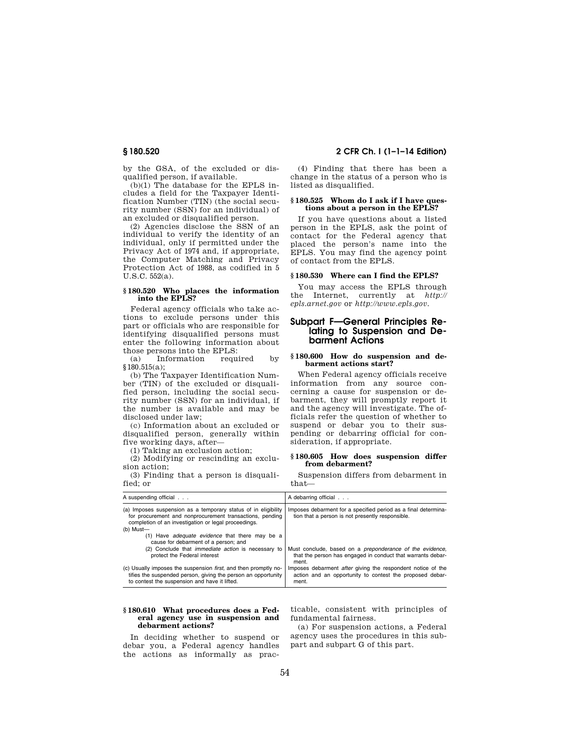by the GSA, of the excluded or disqualified person, if available.

(b)(1) The database for the EPLS includes a field for the Taxpayer Identification Number (TIN) (the social security number (SSN) for an individual) of an excluded or disqualified person.

(2) Agencies disclose the SSN of an individual to verify the identity of an individual, only if permitted under the Privacy Act of 1974 and, if appropriate, the Computer Matching and Privacy Protection Act of 1988, as codified in 5 U.S.C. 552(a).

#### § 180.520 Who places the information into the EPLS?

Federal agency officials who take actions to exclude persons under this part or officials who are responsible for identifying disqualified persons must enter the following information about those persons into the EPLS:

(a) Information required by § 180.515(a);

(b) The Taxpayer Identification Number (TIN) of the excluded or disqualified person, including the social security number (SSN) for an individual, if the number is available and may be disclosed under law;

(c) Information about an excluded or disqualified person, generally within five working days, after—

(1) Taking an exclusion action;

(2) Modifying or rescinding an exclusion action;

(3) Finding that a person is disqualified; or

(4) Finding that there has been a change in the status of a person who is listed as disqualified.

#### § 180.525 Whom do I ask if I have questions about a person in the EPLS?

If you have questions about a listed person in the EPLS, ask the point of contact for the Federal agency that placed the person's name into the EPLS. You may find the agency point of contact from the EPLS.

#### § 180.530 Where can I find the EPLS?

You may access the EPLS through the Internet, currently at *http://epls.arnet.gov* or *http://www.epls.gov*.

## Subpart F—General Principles Relating to Suspension and Debarment Actions

#### § 180.600 How do suspension and debarment actions start?

When Federal agency officials receive information from any source concerning a cause for suspension or debarment, they will promptly report it and the agency will investigate. The officials refer the question of whether to suspend or debar you to their suspending or debarring official for consideration, if appropriate.

#### § 180.605 How does suspension differ from debarment?

Suspension differs from debarment in that—

| A suspending official . . . | A debarring official . . . |
|---|---|
| (a) Imposes suspension as a temporary status of in eligibility for procurement and nonprocurement transactions, pending completion of an investigation or legal proceedings. | Imposes debarment for a specified period as a final determination that a person is not presently responsible. |
| (b) Must—<br>(1) Have *adequate evidence* that there may be a cause for debarment of a person; and | |
| (2) Conclude that *immediate action* is necessary to protect the Federal interest | Must conclude, based on a *preponderance of the evidence*, that the person has engaged in conduct that warrants debarment. |
| (c) Usually imposes the suspension *first*, and then promptly notifies the suspended person, giving the person an opportunity to contest the suspension and have it lifted. | Imposes debarment *after* giving the respondent notice of the action and an opportunity to contest the proposed debarment. |

#### § 180.610 What procedures does a Federal agency use in suspension and debarment actions?

In deciding whether to suspend or debar you, a Federal agency handles the actions as informally as practicable, consistent with principles of fundamental fairness.

(a) For suspension actions, a Federal agency uses the procedures in this subpart and subpart G of this part.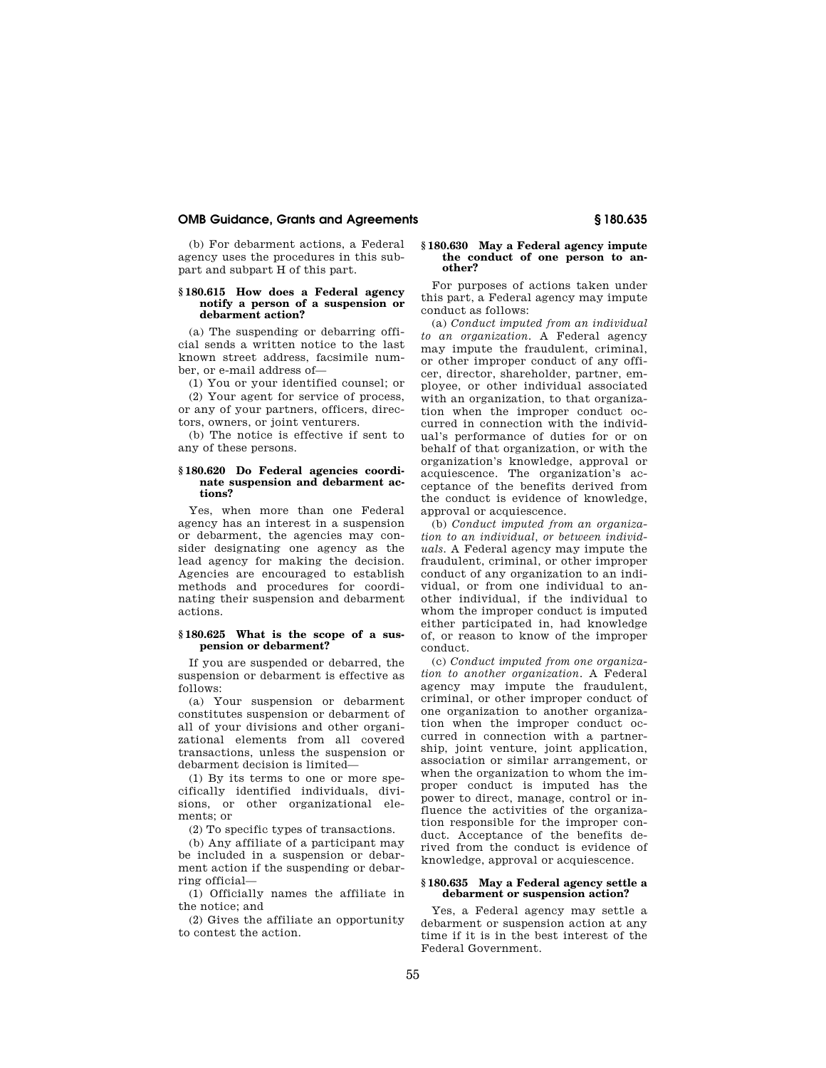(b) For debarment actions, a Federal agency uses the procedures in this subpart and subpart H of this part.

### § 180.615 How does a Federal agency notify a person of a suspension or debarment action?

(a) The suspending or debarring official sends a written notice to the last known street address, facsimile number, or e-mail address of—

(1) You or your identified counsel; or

(2) Your agent for service of process, or any of your partners, officers, directors, owners, or joint venturers.

(b) The notice is effective if sent to any of these persons.

### § 180.620 Do Federal agencies coordinate suspension and debarment actions?

Yes, when more than one Federal agency has an interest in a suspension or debarment, the agencies may consider designating one agency as the lead agency for making the decision. Agencies are encouraged to establish methods and procedures for coordinating their suspension and debarment actions.

### § 180.625 What is the scope of a suspension or debarment?

If you are suspended or debarred, the suspension or debarment is effective as follows:

(a) Your suspension or debarment constitutes suspension or debarment of all of your divisions and other organizational elements from all covered transactions, unless the suspension or debarment decision is limited—

(1) By its terms to one or more specifically identified individuals, divisions, or other organizational elements; or

(2) To specific types of transactions.

(b) Any affiliate of a participant may be included in a suspension or debarment action if the suspending or debarring official—

(1) Officially names the affiliate in the notice; and

(2) Gives the affiliate an opportunity to contest the action.

### § 180.630 May a Federal agency impute the conduct of one person to another?

For purposes of actions taken under this part, a Federal agency may impute conduct as follows:

(a) *Conduct imputed from an individual to an organization.* A Federal agency may impute the fraudulent, criminal, or other improper conduct of any officer, director, shareholder, partner, employee, or other individual associated with an organization, to that organization when the improper conduct occurred in connection with the individual's performance of duties for or on behalf of that organization, or with the organization's knowledge, approval or acquiescence. The organization's acceptance of the benefits derived from the conduct is evidence of knowledge, approval or acquiescence.

(b) *Conduct imputed from an organization to an individual, or between individuals.* A Federal agency may impute the fraudulent, criminal, or other improper conduct of any organization to an individual, or from one individual to another individual, if the individual to whom the improper conduct is imputed either participated in, had knowledge of, or reason to know of the improper conduct.

(c) *Conduct imputed from one organization to another organization.* A Federal agency may impute the fraudulent, criminal, or other improper conduct of one organization to another organization when the improper conduct occurred in connection with a partnership, joint venture, joint application, association or similar arrangement, or when the organization to whom the improper conduct is imputed has the power to direct, manage, control or influence the activities of the organization responsible for the improper conduct. Acceptance of the benefits derived from the conduct is evidence of knowledge, approval or acquiescence.

### § 180.635 May a Federal agency settle a debarment or suspension action?

Yes, a Federal agency may settle a debarment or suspension action at any time if it is in the best interest of the Federal Government.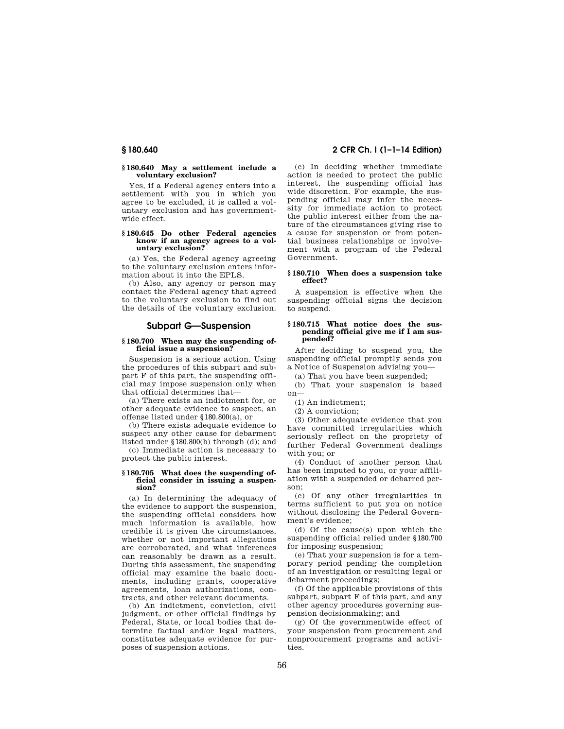**§ 180.640 May a settlement include a voluntary exclusion?**

Yes, if a Federal agency enters into a settlement with you in which you agree to be excluded, it is called a voluntary exclusion and has governmentwide effect.

**§ 180.645 Do other Federal agencies know if an agency agrees to a voluntary exclusion?**

(a) Yes, the Federal agency agreeing to the voluntary exclusion enters information about it into the EPLS.

(b) Also, any agency or person may contact the Federal agency that agreed to the voluntary exclusion to find out the details of the voluntary exclusion.

## Subpart G—Suspension

**§ 180.700 When may the suspending official issue a suspension?**

Suspension is a serious action. Using the procedures of this subpart and subpart F of this part, the suspending official may impose suspension only when that official determines that—

(a) There exists an indictment for, or other adequate evidence to suspect, an offense listed under § 180.800(a), or

(b) There exists adequate evidence to suspect any other cause for debarment listed under § 180.800(b) through (d); and

(c) Immediate action is necessary to protect the public interest.

**§ 180.705 What does the suspending official consider in issuing a suspension?**

(a) In determining the adequacy of the evidence to support the suspension, the suspending official considers how much information is available, how credible it is given the circumstances, whether or not important allegations are corroborated, and what inferences can reasonably be drawn as a result. During this assessment, the suspending official may examine the basic documents, including grants, cooperative agreements, loan authorizations, contracts, and other relevant documents.

(b) An indictment, conviction, civil judgment, or other official findings by Federal, State, or local bodies that determine factual and/or legal matters, constitutes adequate evidence for purposes of suspension actions.

(c) In deciding whether immediate action is needed to protect the public interest, the suspending official has wide discretion. For example, the suspending official may infer the necessity for immediate action to protect the public interest either from the nature of the circumstances giving rise to a cause for suspension or from potential business relationships or involvement with a program of the Federal Government.

**§ 180.710 When does a suspension take effect?**

A suspension is effective when the suspending official signs the decision to suspend.

**§ 180.715 What notice does the suspending official give me if I am suspended?**

After deciding to suspend you, the suspending official promptly sends you a Notice of Suspension advising you—

(a) That you have been suspended;

(b) That your suspension is based on—

(1) An indictment;

(2) A conviction;

(3) Other adequate evidence that you have committed irregularities which seriously reflect on the propriety of further Federal Government dealings with you; or

(4) Conduct of another person that has been imputed to you, or your affiliation with a suspended or debarred person;

(c) Of any other irregularities in terms sufficient to put you on notice without disclosing the Federal Government's evidence;

(d) Of the cause(s) upon which the suspending official relied under § 180.700 for imposing suspension;

(e) That your suspension is for a temporary period pending the completion of an investigation or resulting legal or debarment proceedings;

(f) Of the applicable provisions of this subpart, subpart F of this part, and any other agency procedures governing suspension decisionmaking; and

(g) Of the governmentwide effect of your suspension from procurement and nonprocurement programs and activities.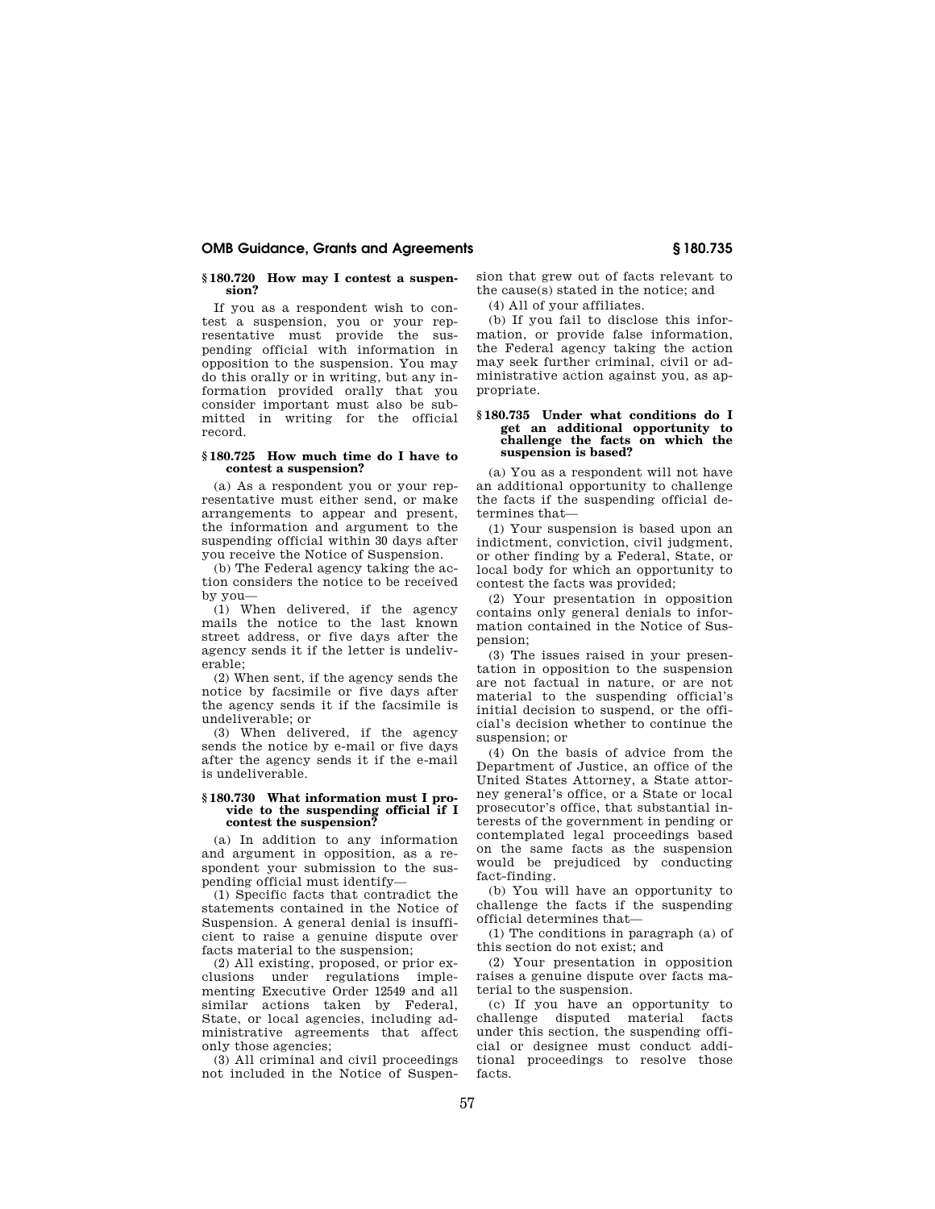### § 180.720 How may I contest a suspension?

If you as a respondent wish to contest a suspension, you or your representative must provide the suspending official with information in opposition to the suspension. You may do this orally or in writing, but any information provided orally that you consider important must also be submitted in writing for the official record.

### § 180.725 How much time do I have to contest a suspension?

(a) As a respondent you or your representative must either send, or make arrangements to appear and present, the information and argument to the suspending official within 30 days after you receive the Notice of Suspension.

(b) The Federal agency taking the action considers the notice to be received by you—

(1) When delivered, if the agency mails the notice to the last known street address, or five days after the agency sends it if the letter is undeliverable;

(2) When sent, if the agency sends the notice by facsimile or five days after the agency sends it if the facsimile is undeliverable; or

(3) When delivered, if the agency sends the notice by e-mail or five days after the agency sends it if the e-mail is undeliverable.

### § 180.730 What information must I provide to the suspending official if I contest the suspension?

(a) In addition to any information and argument in opposition, as a respondent your submission to the suspending official must identify—

(1) Specific facts that contradict the statements contained in the Notice of Suspension. A general denial is insufficient to raise a genuine dispute over facts material to the suspension;

(2) All existing, proposed, or prior exclusions under regulations implementing Executive Order 12549 and all similar actions taken by Federal, State, or local agencies, including administrative agreements that affect only those agencies;

(3) All criminal and civil proceedings not included in the Notice of Suspension that grew out of facts relevant to the cause(s) stated in the notice; and

(4) All of your affiliates.

(b) If you fail to disclose this information, or provide false information, the Federal agency taking the action may seek further criminal, civil or administrative action against you, as appropriate.

### § 180.735 Under what conditions do I get an additional opportunity to challenge the facts on which the suspension is based?

(a) You as a respondent will not have an additional opportunity to challenge the facts if the suspending official determines that—

(1) Your suspension is based upon an indictment, conviction, civil judgment, or other finding by a Federal, State, or local body for which an opportunity to contest the facts was provided;

(2) Your presentation in opposition contains only general denials to information contained in the Notice of Suspension;

(3) The issues raised in your presentation in opposition to the suspension are not factual in nature, or are not material to the suspending official's initial decision to suspend, or the official's decision whether to continue the suspension; or

(4) On the basis of advice from the Department of Justice, an office of the United States Attorney, a State attorney general's office, or a State or local prosecutor's office, that substantial interests of the government in pending or contemplated legal proceedings based on the same facts as the suspension would be prejudiced by conducting fact-finding.

(b) You will have an opportunity to challenge the facts if the suspending official determines that—

(1) The conditions in paragraph (a) of this section do not exist; and

(2) Your presentation in opposition raises a genuine dispute over facts material to the suspension.

(c) If you have an opportunity to challenge disputed material facts under this section, the suspending official or designee must conduct additional proceedings to resolve those facts.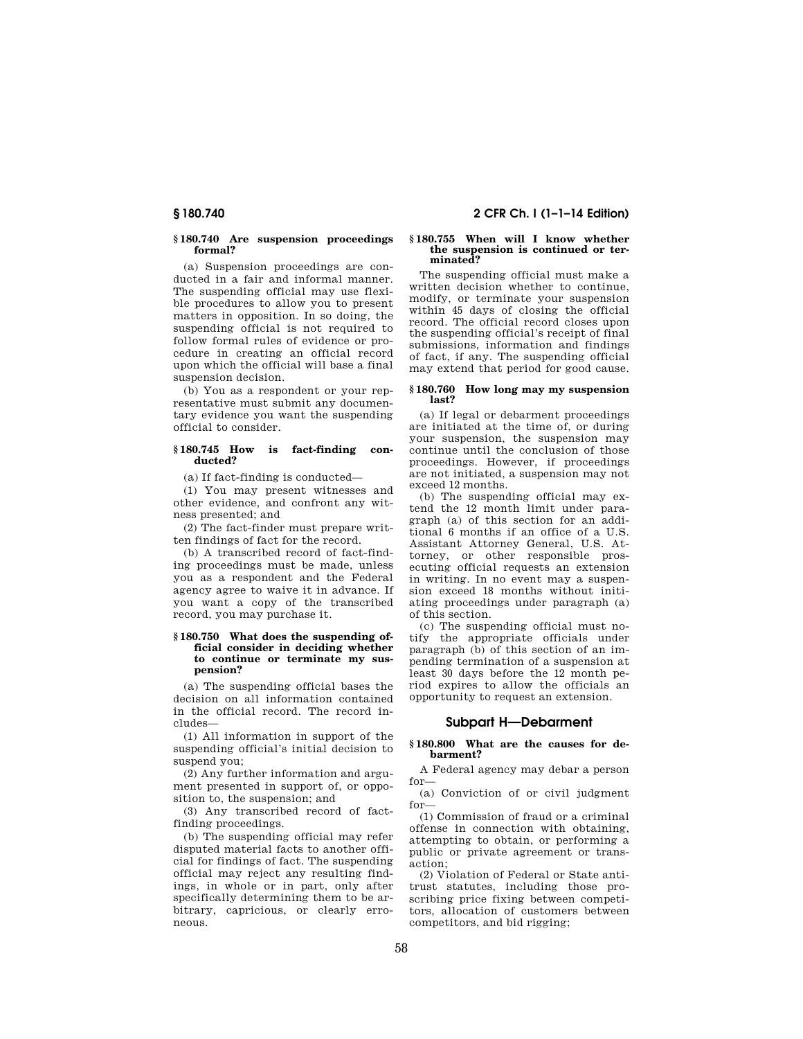**§ 180.740 Are suspension proceedings formal?**

(a) Suspension proceedings are conducted in a fair and informal manner. The suspending official may use flexible procedures to allow you to present matters in opposition. In so doing, the suspending official is not required to follow formal rules of evidence or procedure in creating an official record upon which the official will base a final suspension decision.

(b) You as a respondent or your representative must submit any documentary evidence you want the suspending official to consider.

**§ 180.745 How is fact-finding conducted?**

(a) If fact-finding is conducted—

(1) You may present witnesses and other evidence, and confront any witness presented; and

(2) The fact-finder must prepare written findings of fact for the record.

(b) A transcribed record of fact-finding proceedings must be made, unless you as a respondent and the Federal agency agree to waive it in advance. If you want a copy of the transcribed record, you may purchase it.

**§ 180.750 What does the suspending official consider in deciding whether to continue or terminate my suspension?**

(a) The suspending official bases the decision on all information contained in the official record. The record includes—

(1) All information in support of the suspending official's initial decision to suspend you;

(2) Any further information and argument presented in support of, or opposition to, the suspension; and

(3) Any transcribed record of fact-finding proceedings.

(b) The suspending official may refer disputed material facts to another official for findings of fact. The suspending official may reject any resulting findings, in whole or in part, only after specifically determining them to be arbitrary, capricious, or clearly erroneous.

**§ 180.755 When will I know whether the suspension is continued or terminated?**

The suspending official must make a written decision whether to continue, modify, or terminate your suspension within 45 days of closing the official record. The official record closes upon the suspending official's receipt of final submissions, information and findings of fact, if any. The suspending official may extend that period for good cause.

**§ 180.760 How long may my suspension last?**

(a) If legal or debarment proceedings are initiated at the time of, or during your suspension, the suspension may continue until the conclusion of those proceedings. However, if proceedings are not initiated, a suspension may not exceed 12 months.

(b) The suspending official may extend the 12 month limit under paragraph (a) of this section for an additional 6 months if an office of a U.S. Assistant Attorney General, U.S. Attorney, or other responsible prosecuting official requests an extension in writing. In no event may a suspension exceed 18 months without initiating proceedings under paragraph (a) of this section.

(c) The suspending official must notify the appropriate officials under paragraph (b) of this section of an impending termination of a suspension at least 30 days before the 12 month period expires to allow the officials an opportunity to request an extension.

## Subpart H—Debarment

**§ 180.800 What are the causes for debarment?**

A Federal agency may debar a person for—

(a) Conviction of or civil judgment for—

(1) Commission of fraud or a criminal offense in connection with obtaining, attempting to obtain, or performing a public or private agreement or transaction;

(2) Violation of Federal or State antitrust statutes, including those proscribing price fixing between competitors, allocation of customers between competitors, and bid rigging;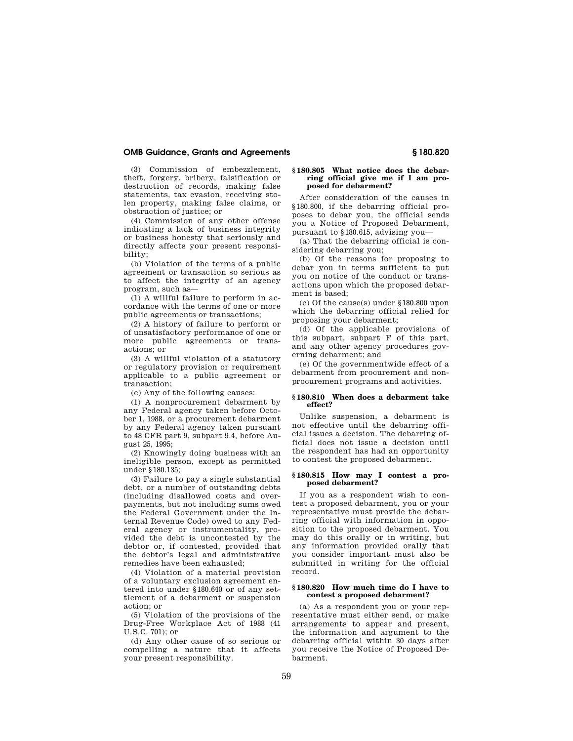(3) Commission of embezzlement, theft, forgery, bribery, falsification or destruction of records, making false statements, tax evasion, receiving stolen property, making false claims, or obstruction of justice; or

(4) Commission of any other offense indicating a lack of business integrity or business honesty that seriously and directly affects your present responsibility;

(b) Violation of the terms of a public agreement or transaction so serious as to affect the integrity of an agency program, such as—

(1) A willful failure to perform in accordance with the terms of one or more public agreements or transactions;

(2) A history of failure to perform or of unsatisfactory performance of one or more public agreements or transactions; or

(3) A willful violation of a statutory or regulatory provision or requirement applicable to a public agreement or transaction;

(c) Any of the following causes:

(1) A nonprocurement debarment by any Federal agency taken before October 1, 1988, or a procurement debarment by any Federal agency taken pursuant to 48 CFR part 9, subpart 9.4, before August 25, 1995;

(2) Knowingly doing business with an ineligible person, except as permitted under §180.135;

(3) Failure to pay a single substantial debt, or a number of outstanding debts (including disallowed costs and overpayments, but not including sums owed the Federal Government under the Internal Revenue Code) owed to any Federal agency or instrumentality, provided the debt is uncontested by the debtor or, if contested, provided that the debtor's legal and administrative remedies have been exhausted;

(4) Violation of a material provision of a voluntary exclusion agreement entered into under §180.640 or of any settlement of a debarment or suspension action; or

(5) Violation of the provisions of the Drug-Free Workplace Act of 1988 (41 U.S.C. 701); or

(d) Any other cause of so serious or compelling a nature that it affects your present responsibility.

### §180.805 What notice does the debarring official give me if I am proposed for debarment?

After consideration of the causes in §180.800, if the debarring official proposes to debar you, the official sends you a Notice of Proposed Debarment, pursuant to §180.615, advising you—

(a) That the debarring official is considering debarring you;

(b) Of the reasons for proposing to debar you in terms sufficient to put you on notice of the conduct or transactions upon which the proposed debarment is based;

(c) Of the cause(s) under §180.800 upon which the debarring official relied for proposing your debarment;

(d) Of the applicable provisions of this subpart, subpart F of this part, and any other agency procedures governing debarment; and

(e) Of the governmentwide effect of a debarment from procurement and nonprocurement programs and activities.

### §180.810 When does a debarment take effect?

Unlike suspension, a debarment is not effective until the debarring official issues a decision. The debarring official does not issue a decision until the respondent has had an opportunity to contest the proposed debarment.

### §180.815 How may I contest a proposed debarment?

If you as a respondent wish to contest a proposed debarment, you or your representative must provide the debarring official with information in opposition to the proposed debarment. You may do this orally or in writing, but any information provided orally that you consider important must also be submitted in writing for the official record.

### §180.820 How much time do I have to contest a proposed debarment?

(a) As a respondent you or your representative must either send, or make arrangements to appear and present, the information and argument to the debarring official within 30 days after you receive the Notice of Proposed Debarment.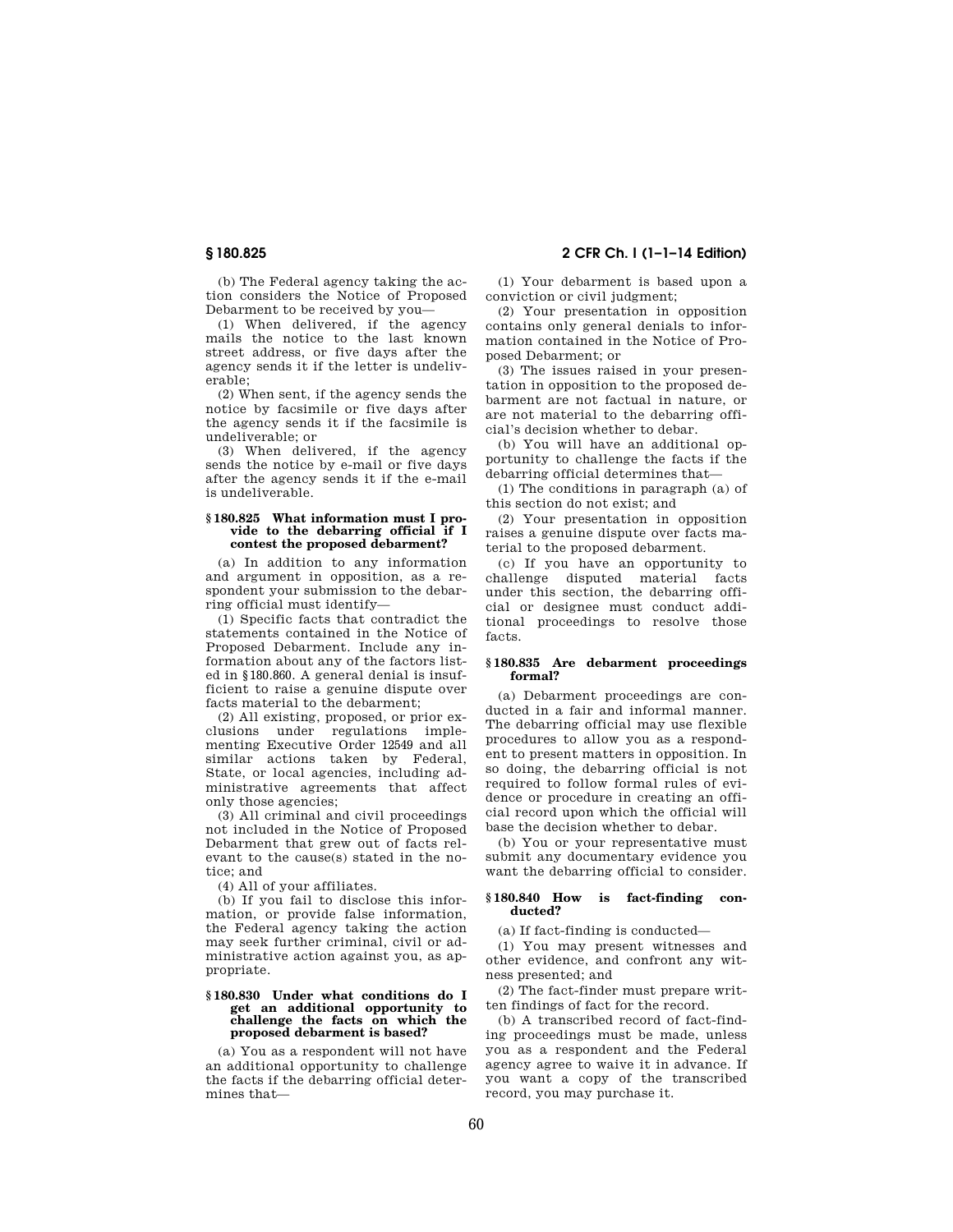(b) The Federal agency taking the action considers the Notice of Proposed Debarment to be received by you—

(1) When delivered, if the agency mails the notice to the last known street address, or five days after the agency sends it if the letter is undeliverable;

(2) When sent, if the agency sends the notice by facsimile or five days after the agency sends it if the facsimile is undeliverable; or

(3) When delivered, if the agency sends the notice by e-mail or five days after the agency sends it if the e-mail is undeliverable.

### § 180.825 What information must I provide to the debarring official if I contest the proposed debarment?

(a) In addition to any information and argument in opposition, as a respondent your submission to the debarring official must identify—

(1) Specific facts that contradict the statements contained in the Notice of Proposed Debarment. Include any information about any of the factors listed in § 180.860. A general denial is insufficient to raise a genuine dispute over facts material to the debarment;

(2) All existing, proposed, or prior exclusions under regulations implementing Executive Order 12549 and all similar actions taken by Federal, State, or local agencies, including administrative agreements that affect only those agencies;

(3) All criminal and civil proceedings not included in the Notice of Proposed Debarment that grew out of facts relevant to the cause(s) stated in the notice; and

(4) All of your affiliates.

(b) If you fail to disclose this information, or provide false information, the Federal agency taking the action may seek further criminal, civil or administrative action against you, as appropriate.

### § 180.830 Under what conditions do I get an additional opportunity to challenge the facts on which the proposed debarment is based?

(a) You as a respondent will not have an additional opportunity to challenge the facts if the debarring official determines that—

(1) Your debarment is based upon a conviction or civil judgment;

(2) Your presentation in opposition contains only general denials to information contained in the Notice of Proposed Debarment; or

(3) The issues raised in your presentation in opposition to the proposed debarment are not factual in nature, or are not material to the debarring official's decision whether to debar.

(b) You will have an additional opportunity to challenge the facts if the debarring official determines that—

(1) The conditions in paragraph (a) of this section do not exist; and

(2) Your presentation in opposition raises a genuine dispute over facts material to the proposed debarment.

(c) If you have an opportunity to challenge disputed material facts under this section, the debarring official or designee must conduct additional proceedings to resolve those facts.

### § 180.835 Are debarment proceedings formal?

(a) Debarment proceedings are conducted in a fair and informal manner. The debarring official may use flexible procedures to allow you as a respondent to present matters in opposition. In so doing, the debarring official is not required to follow formal rules of evidence or procedure in creating an official record upon which the official will base the decision whether to debar.

(b) You or your representative must submit any documentary evidence you want the debarring official to consider.

### § 180.840 How is fact-finding conducted?

(a) If fact-finding is conducted—

(1) You may present witnesses and other evidence, and confront any witness presented; and

(2) The fact-finder must prepare written findings of fact for the record.

(b) A transcribed record of fact-finding proceedings must be made, unless you as a respondent and the Federal agency agree to waive it in advance. If you want a copy of the transcribed record, you may purchase it.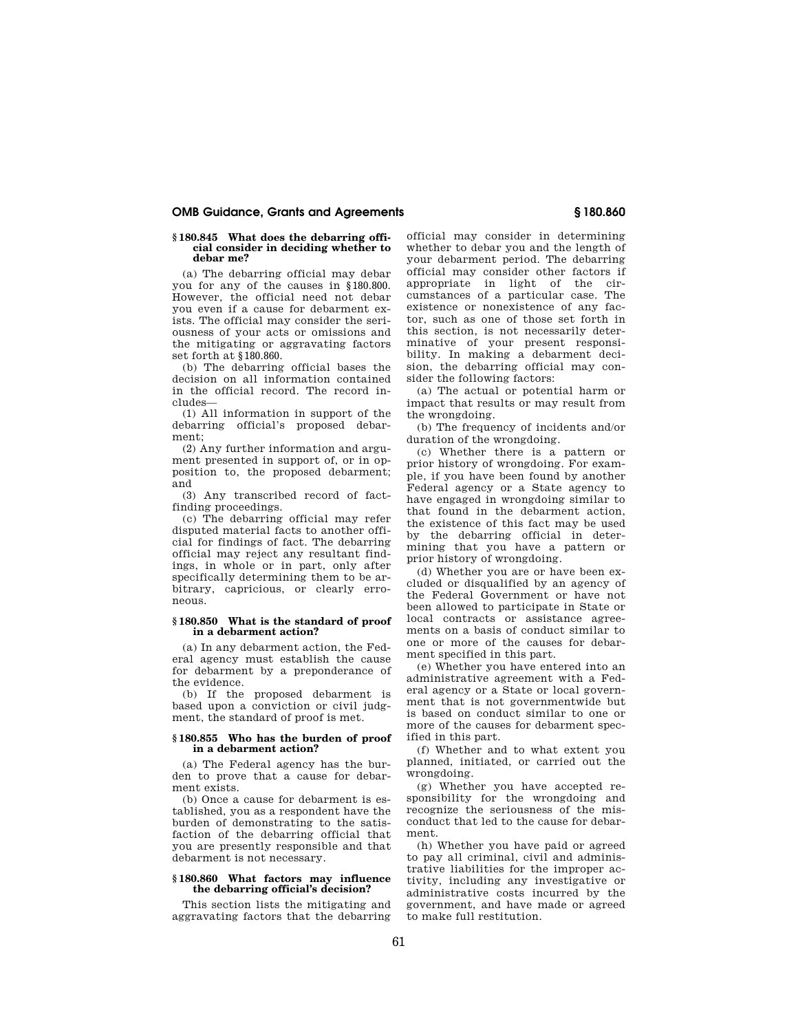### § 180.845 What does the debarring official consider in deciding whether to debar me?

(a) The debarring official may debar you for any of the causes in § 180.800. However, the official need not debar you even if a cause for debarment exists. The official may consider the seriousness of your acts or omissions and the mitigating or aggravating factors set forth at § 180.860.

(b) The debarring official bases the decision on all information contained in the official record. The record includes—

(1) All information in support of the debarring official's proposed debarment;

(2) Any further information and argument presented in support of, or in opposition to, the proposed debarment; and

(3) Any transcribed record of fact-finding proceedings.

(c) The debarring official may refer disputed material facts to another official for findings of fact. The debarring official may reject any resultant findings, in whole or in part, only after specifically determining them to be arbitrary, capricious, or clearly erroneous.

### § 180.850 What is the standard of proof in a debarment action?

(a) In any debarment action, the Federal agency must establish the cause for debarment by a preponderance of the evidence.

(b) If the proposed debarment is based upon a conviction or civil judgment, the standard of proof is met.

### § 180.855 Who has the burden of proof in a debarment action?

(a) The Federal agency has the burden to prove that a cause for debarment exists.

(b) Once a cause for debarment is established, you as a respondent have the burden of demonstrating to the satisfaction of the debarring official that you are presently responsible and that debarment is not necessary.

### § 180.860 What factors may influence the debarring official's decision?

This section lists the mitigating and aggravating factors that the debarring official may consider in determining whether to debar you and the length of your debarment period. The debarring official may consider other factors if appropriate in light of the circumstances of a particular case. The existence or nonexistence of any factor, such as one of those set forth in this section, is not necessarily determinative of your present responsibility. In making a debarment decision, the debarring official may consider the following factors:

(a) The actual or potential harm or impact that results or may result from the wrongdoing.

(b) The frequency of incidents and/or duration of the wrongdoing.

(c) Whether there is a pattern or prior history of wrongdoing. For example, if you have been found by another Federal agency or a State agency to have engaged in wrongdoing similar to that found in the debarment action, the existence of this fact may be used by the debarring official in determining that you have a pattern or prior history of wrongdoing.

(d) Whether you are or have been excluded or disqualified by an agency of the Federal Government or have not been allowed to participate in State or local contracts or assistance agreements on a basis of conduct similar to one or more of the causes for debarment specified in this part.

(e) Whether you have entered into an administrative agreement with a Federal agency or a State or local government that is not governmentwide but is based on conduct similar to one or more of the causes for debarment specified in this part.

(f) Whether and to what extent you planned, initiated, or carried out the wrongdoing.

(g) Whether you have accepted responsibility for the wrongdoing and recognize the seriousness of the misconduct that led to the cause for debarment.

(h) Whether you have paid or agreed to pay all criminal, civil and administrative liabilities for the improper activity, including any investigative or administrative costs incurred by the government, and have made or agreed to make full restitution.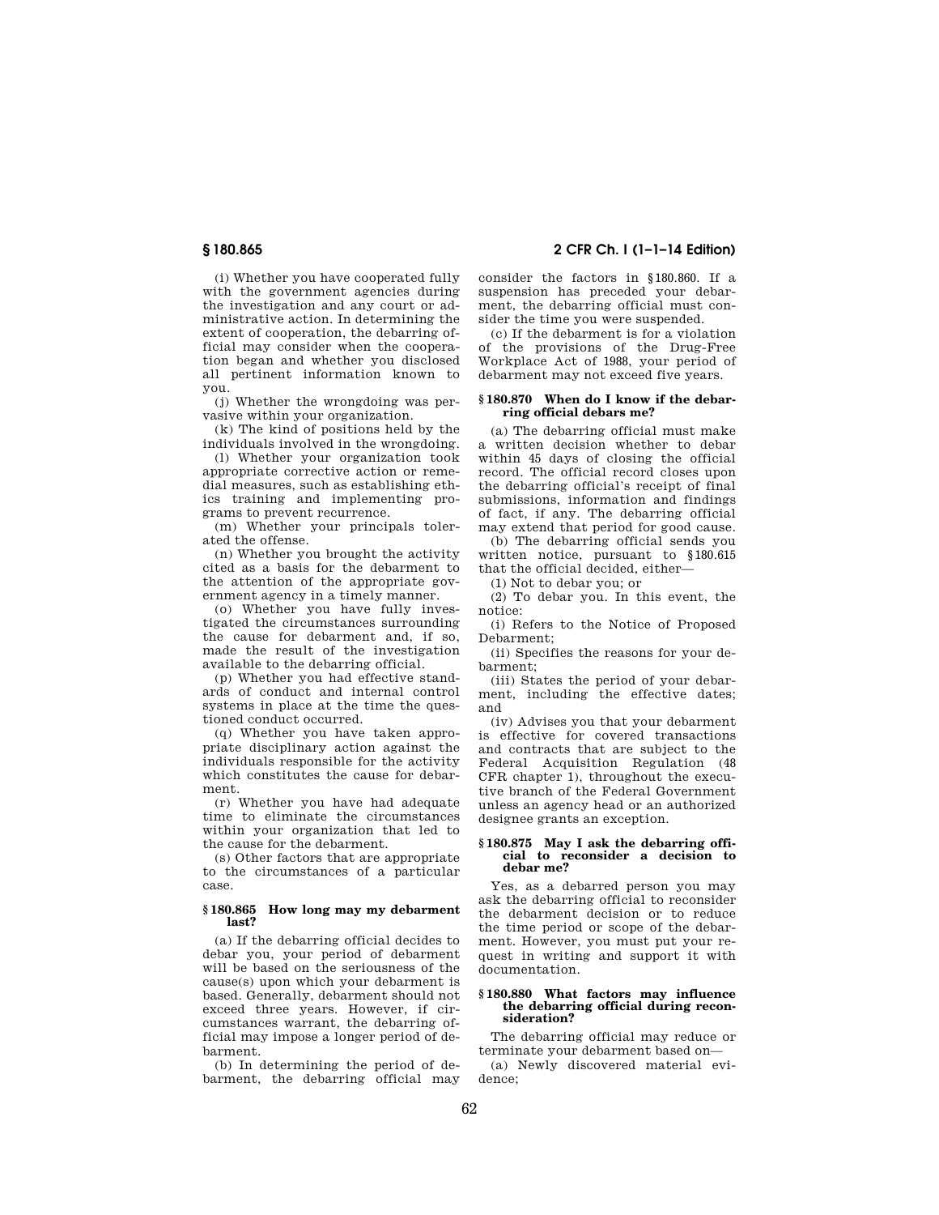(i) Whether you have cooperated fully with the government agencies during the investigation and any court or administrative action. In determining the extent of cooperation, the debarring official may consider when the cooperation began and whether you disclosed all pertinent information known to you.

(j) Whether the wrongdoing was pervasive within your organization.

(k) The kind of positions held by the individuals involved in the wrongdoing.

(l) Whether your organization took appropriate corrective action or remedial measures, such as establishing ethics training and implementing programs to prevent recurrence.

(m) Whether your principals tolerated the offense.

(n) Whether you brought the activity cited as a basis for the debarment to the attention of the appropriate government agency in a timely manner.

(o) Whether you have fully investigated the circumstances surrounding the cause for debarment and, if so, made the result of the investigation available to the debarring official.

(p) Whether you had effective standards of conduct and internal control systems in place at the time the questioned conduct occurred.

(q) Whether you have taken appropriate disciplinary action against the individuals responsible for the activity which constitutes the cause for debarment.

(r) Whether you have had adequate time to eliminate the circumstances within your organization that led to the cause for the debarment.

(s) Other factors that are appropriate to the circumstances of a particular case.

### § 180.865 How long may my debarment last?

(a) If the debarring official decides to debar you, your period of debarment will be based on the seriousness of the cause(s) upon which your debarment is based. Generally, debarment should not exceed three years. However, if circumstances warrant, the debarring official may impose a longer period of debarment.

(b) In determining the period of debarment, the debarring official may consider the factors in §180.860. If a suspension has preceded your debarment, the debarring official must consider the time you were suspended.

(c) If the debarment is for a violation of the provisions of the Drug-Free Workplace Act of 1988, your period of debarment may not exceed five years.

### § 180.870 When do I know if the debarring official debars me?

(a) The debarring official must make a written decision whether to debar within 45 days of closing the official record. The official record closes upon the debarring official's receipt of final submissions, information and findings of fact, if any. The debarring official may extend that period for good cause.

(b) The debarring official sends you written notice, pursuant to §180.615 that the official decided, either—

(1) Not to debar you; or

(2) To debar you. In this event, the notice:

(i) Refers to the Notice of Proposed Debarment;

(ii) Specifies the reasons for your debarment;

(iii) States the period of your debarment, including the effective dates; and

(iv) Advises you that your debarment is effective for covered transactions and contracts that are subject to the Federal Acquisition Regulation (48 CFR chapter 1), throughout the executive branch of the Federal Government unless an agency head or an authorized designee grants an exception.

### § 180.875 May I ask the debarring official to reconsider a decision to debar me?

Yes, as a debarred person you may ask the debarring official to reconsider the debarment decision or to reduce the time period or scope of the debarment. However, you must put your request in writing and support it with documentation.

### § 180.880 What factors may influence the debarring official during reconsideration?

The debarring official may reduce or terminate your debarment based on—

(a) Newly discovered material evidence;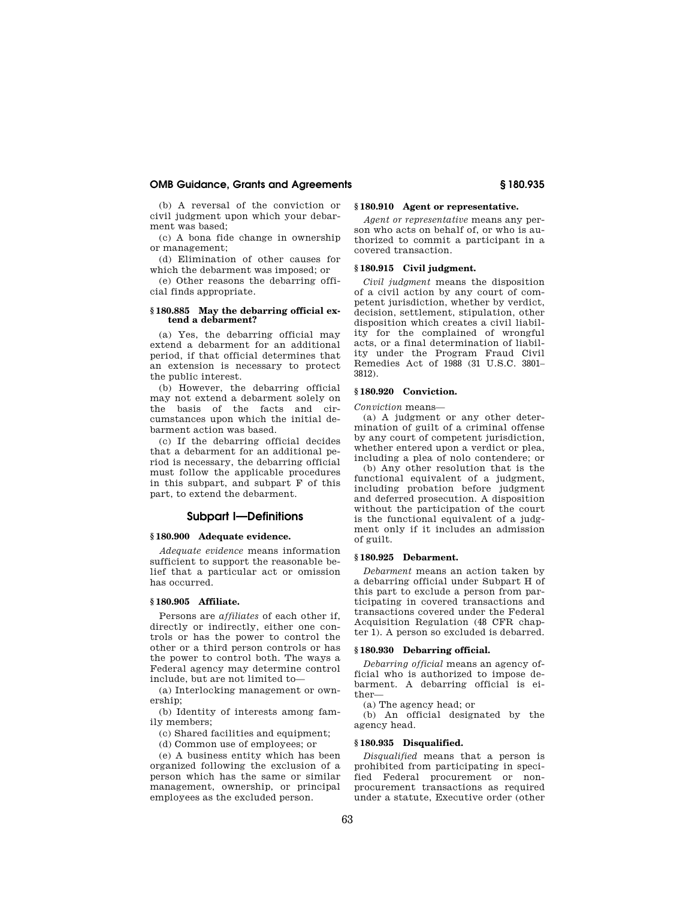(b) A reversal of the conviction or civil judgment upon which your debarment was based;

(c) A bona fide change in ownership or management;

(d) Elimination of other causes for which the debarment was imposed; or

(e) Other reasons the debarring official finds appropriate.

#### § 180.885 May the debarring official extend a debarment?

(a) Yes, the debarring official may extend a debarment for an additional period, if that official determines that an extension is necessary to protect the public interest.

(b) However, the debarring official may not extend a debarment solely on the basis of the facts and circumstances upon which the initial debarment action was based.

(c) If the debarring official decides that a debarment for an additional period is necessary, the debarring official must follow the applicable procedures in this subpart, and subpart F of this part, to extend the debarment.

## Subpart I—Definitions

#### § 180.900 Adequate evidence.

*Adequate evidence* means information sufficient to support the reasonable belief that a particular act or omission has occurred.

#### § 180.905 Affiliate.

Persons are *affiliates* of each other if, directly or indirectly, either one controls or has the power to control the other or a third person controls or has the power to control both. The ways a Federal agency may determine control include, but are not limited to—

(a) Interlocking management or ownership;

(b) Identity of interests among family members;

(c) Shared facilities and equipment;

(d) Common use of employees; or

(e) A business entity which has been organized following the exclusion of a person which has the same or similar management, ownership, or principal employees as the excluded person.

#### § 180.910 Agent or representative.

*Agent or representative* means any person who acts on behalf of, or who is authorized to commit a participant in a covered transaction.

#### § 180.915 Civil judgment.

*Civil judgment* means the disposition of a civil action by any court of competent jurisdiction, whether by verdict, decision, settlement, stipulation, other disposition which creates a civil liability for the complained of wrongful acts, or a final determination of liability under the Program Fraud Civil Remedies Act of 1988 (31 U.S.C. 3801–3812).

#### § 180.920 Conviction.

*Conviction* means—

(a) A judgment or any other determination of guilt of a criminal offense by any court of competent jurisdiction, whether entered upon a verdict or plea, including a plea of nolo contendere; or

(b) Any other resolution that is the functional equivalent of a judgment, including probation before judgment and deferred prosecution. A disposition without the participation of the court is the functional equivalent of a judgment only if it includes an admission of guilt.

#### § 180.925 Debarment.

*Debarment* means an action taken by a debarring official under Subpart H of this part to exclude a person from participating in covered transactions and transactions covered under the Federal Acquisition Regulation (48 CFR chapter 1). A person so excluded is debarred.

#### § 180.930 Debarring official.

*Debarring official* means an agency official who is authorized to impose debarment. A debarring official is either—

(a) The agency head; or

(b) An official designated by the agency head.

#### § 180.935 Disqualified.

*Disqualified* means that a person is prohibited from participating in specified Federal procurement or nonprocurement transactions as required under a statute, Executive order (other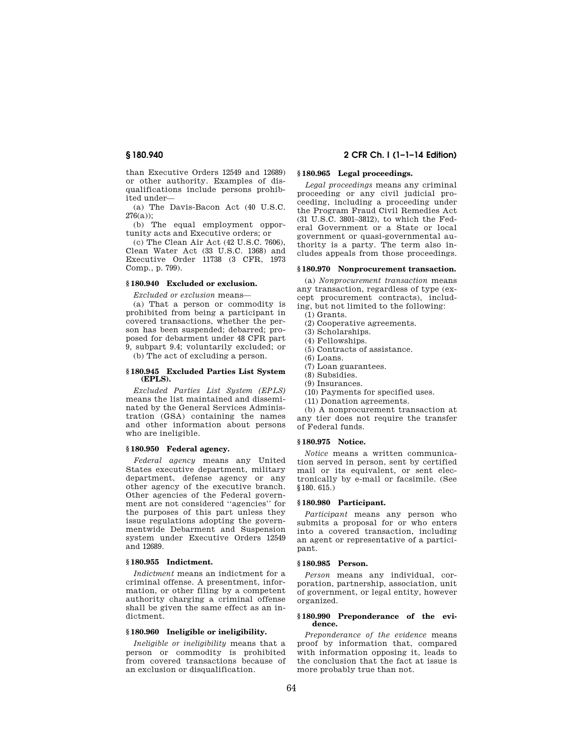than Executive Orders 12549 and 12689) or other authority. Examples of disqualifications include persons prohibited under—

(a) The Davis-Bacon Act (40 U.S.C. 276(a));

(b) The equal employment opportunity acts and Executive orders; or

(c) The Clean Air Act (42 U.S.C. 7606), Clean Water Act (33 U.S.C. 1368) and Executive Order 11738 (3 CFR, 1973 Comp., p. 799).

### § 180.940 Excluded or exclusion.

*Excluded or exclusion* means—

(a) That a person or commodity is prohibited from being a participant in covered transactions, whether the person has been suspended; debarred; proposed for debarment under 48 CFR part 9, subpart 9.4; voluntarily excluded; or

(b) The act of excluding a person.

### § 180.945 Excluded Parties List System (EPLS).

*Excluded Parties List System (EPLS)* means the list maintained and disseminated by the General Services Administration (GSA) containing the names and other information about persons who are ineligible.

### § 180.950 Federal agency.

*Federal agency* means any United States executive department, military department, defense agency or any other agency of the executive branch. Other agencies of the Federal government are not considered ''agencies'' for the purposes of this part unless they issue regulations adopting the governmentwide Debarment and Suspension system under Executive Orders 12549 and 12689.

### § 180.955 Indictment.

*Indictment* means an indictment for a criminal offense. A presentment, information, or other filing by a competent authority charging a criminal offense shall be given the same effect as an indictment.

### § 180.960 Ineligible or ineligibility.

*Ineligible or ineligibility* means that a person or commodity is prohibited from covered transactions because of an exclusion or disqualification.

### § 180.965 Legal proceedings.

*Legal proceedings* means any criminal proceeding or any civil judicial proceeding, including a proceeding under the Program Fraud Civil Remedies Act (31 U.S.C. 3801–3812), to which the Federal Government or a State or local government or quasi-governmental authority is a party. The term also includes appeals from those proceedings.

### § 180.970 Nonprocurement transaction.

(a) *Nonprocurement transaction* means any transaction, regardless of type (except procurement contracts), including, but not limited to the following:

(1) Grants.

(2) Cooperative agreements.

(3) Scholarships.

(4) Fellowships.

(5) Contracts of assistance.

(6) Loans.

(7) Loan guarantees.

(8) Subsidies.

(9) Insurances.

(10) Payments for specified uses.

(11) Donation agreements.

(b) A nonprocurement transaction at any tier does not require the transfer of Federal funds.

### § 180.975 Notice.

*Notice* means a written communication served in person, sent by certified mail or its equivalent, or sent electronically by e-mail or facsimile. (See § 180. 615.)

### § 180.980 Participant.

*Participant* means any person who submits a proposal for or who enters into a covered transaction, including an agent or representative of a participant.

### § 180.985 Person.

*Person* means any individual, corporation, partnership, association, unit of government, or legal entity, however organized.

### § 180.990 Preponderance of the evidence.

*Preponderance of the evidence* means proof by information that, compared with information opposing it, leads to the conclusion that the fact at issue is more probably true than not.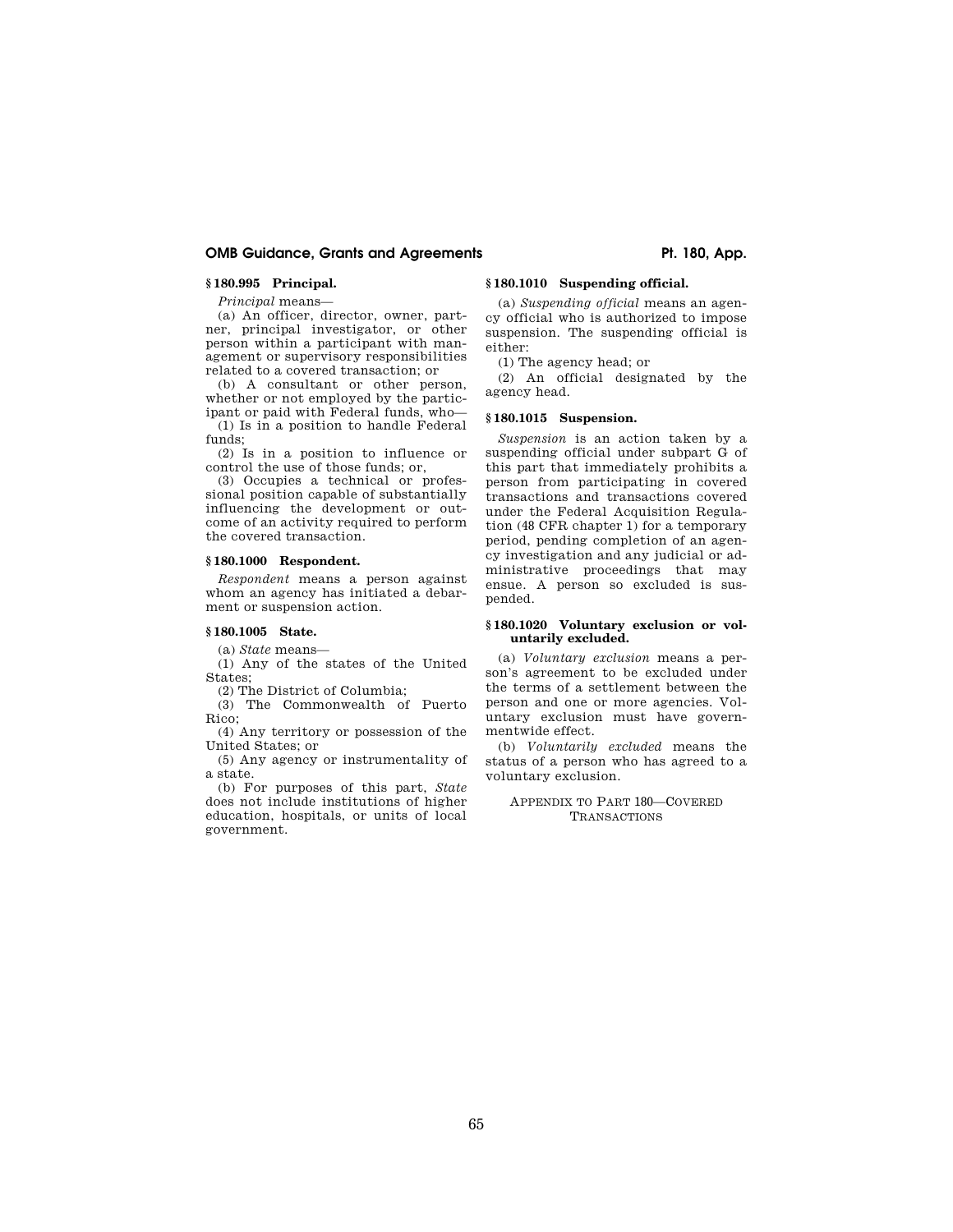### § 180.995 Principal.

*Principal* means—

(a) An officer, director, owner, partner, principal investigator, or other person within a participant with management or supervisory responsibilities related to a covered transaction; or

(b) A consultant or other person, whether or not employed by the participant or paid with Federal funds, who—

(1) Is in a position to handle Federal funds;

(2) Is in a position to influence or control the use of those funds; or,

(3) Occupies a technical or professional position capable of substantially influencing the development or outcome of an activity required to perform the covered transaction.

### § 180.1000 Respondent.

*Respondent* means a person against whom an agency has initiated a debarment or suspension action.

### § 180.1005 State.

(a) *State* means—

(1) Any of the states of the United States;

(2) The District of Columbia;

(3) The Commonwealth of Puerto Rico;

(4) Any territory or possession of the United States; or

(5) Any agency or instrumentality of a state.

(b) For purposes of this part, *State* does not include institutions of higher education, hospitals, or units of local government.

### § 180.1010 Suspending official.

(a) *Suspending official* means an agency official who is authorized to impose suspension. The suspending official is either:

(1) The agency head; or

(2) An official designated by the agency head.

### § 180.1015 Suspension.

*Suspension* is an action taken by a suspending official under subpart G of this part that immediately prohibits a person from participating in covered transactions and transactions covered under the Federal Acquisition Regulation (48 CFR chapter 1) for a temporary period, pending completion of an agency investigation and any judicial or administrative proceedings that may ensue. A person so excluded is suspended.

### § 180.1020 Voluntary exclusion or voluntarily excluded.

(a) *Voluntary exclusion* means a person's agreement to be excluded under the terms of a settlement between the person and one or more agencies. Voluntary exclusion must have governmentwide effect.

(b) *Voluntarily excluded* means the status of a person who has agreed to a voluntary exclusion.

## APPENDIX TO PART 180—COVERED TRANSACTIONS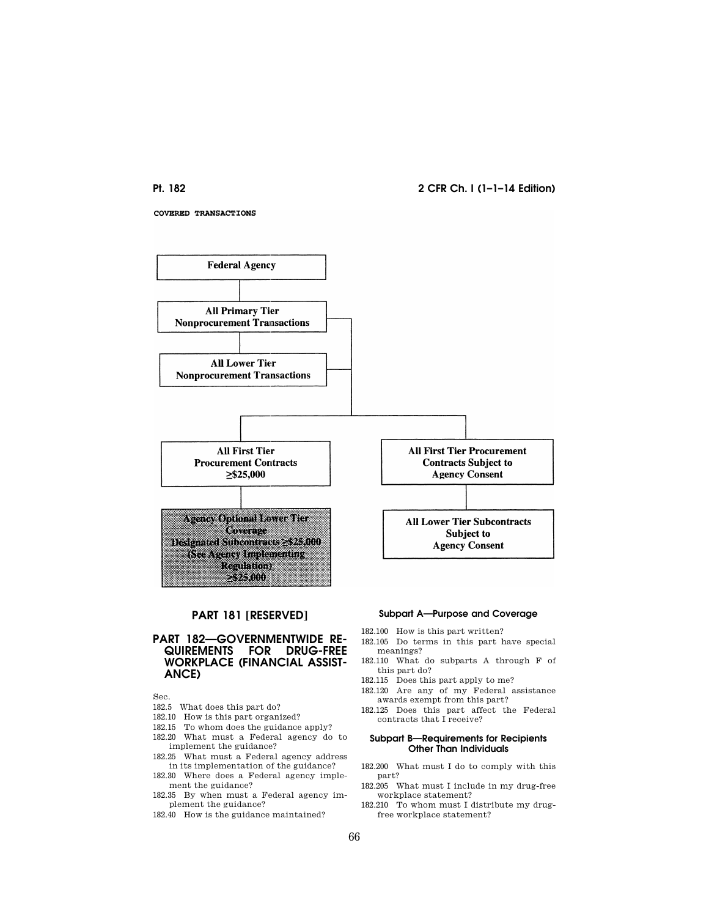COVERED TRANSACTIONS

Federal Agency

All Primary Tier Nonprocurement Transactions

All Lower Tier Nonprocurement Transactions

All First Tier Procurement Contracts ≥$25,000

All First Tier Procurement Contracts Subject to Agency Consent

Agency Optional Lower Tier Coverage Designated Subcontracts ≥$25,000 (See Agency Implementing Regulation) ≥$25,000

All Lower Tier Subcontracts Subject to Agency Consent

## PART 181 [RESERVED]

## PART 182—GOVERNMENTWIDE REQUIREMENTS FOR DRUG-FREE WORKPLACE (FINANCIAL ASSISTANCE)

Sec.

182.5 What does this part do?
182.10 How is this part organized?
182.15 To whom does the guidance apply?
182.20 What must a Federal agency do to implement the guidance?
182.25 What must a Federal agency address in its implementation of the guidance?
182.30 Where does a Federal agency implement the guidance?
182.35 By when must a Federal agency implement the guidance?
182.40 How is the guidance maintained?

### Subpart A—Purpose and Coverage

182.100 How is this part written?
182.105 Do terms in this part have special meanings?
182.110 What do subparts A through F of this part do?
182.115 Does this part apply to me?
182.120 Are any of my Federal assistance awards exempt from this part?
182.125 Does this part affect the Federal contracts that I receive?

### Subpart B—Requirements for Recipients Other Than Individuals

182.200 What must I do to comply with this part?
182.205 What must I include in my drug-free workplace statement?
182.210 To whom must I distribute my drug-free workplace statement?